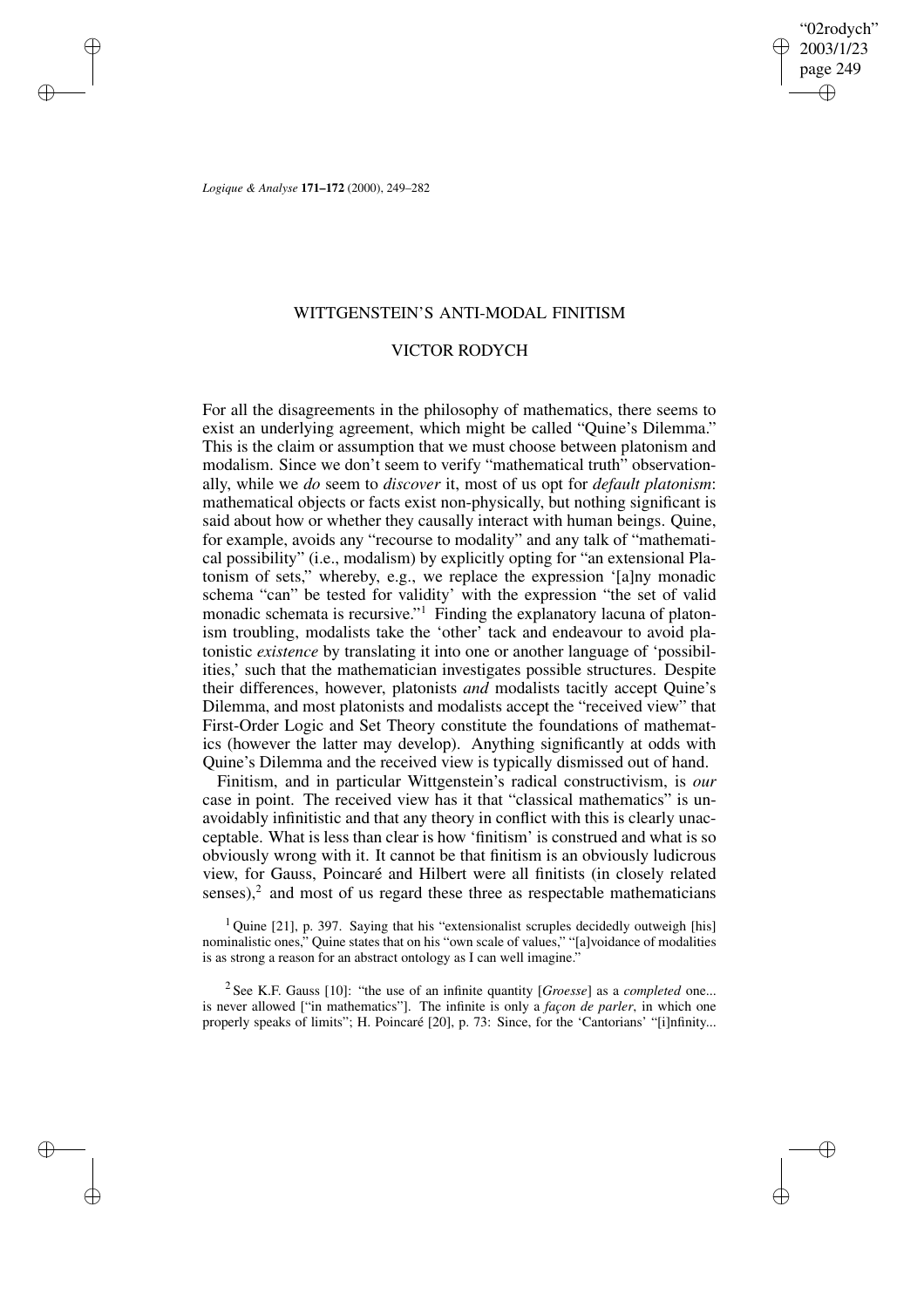# WITTGENSTEIN'S ANTI-MODAL FINITISM

## VICTOR RODYCH

For all the disagreements in the philosophy of mathematics, there seems to exist an underlying agreement, which might be called "Quine's Dilemma." This is the claim or assumption that we must choose between platonism and modalism. Since we don't seem to verify "mathematical truth" observationally, while we *do* seem to *discover* it, most of us opt for *default platonism*: mathematical objects or facts exist non-physically, but nothing significant is said about how or whether they causally interact with human beings. Quine, for example, avoids any "recourse to modality" and any talk of "mathematical possibility" (i.e., modalism) by explicitly opting for "an extensional Platonism of sets," whereby, e.g., we replace the expression '[a]ny monadic schema "can" be tested for validity' with the expression "the set of valid monadic schemata is recursive."[1] Finding the explanatory lacuna of platonism troubling, modalists take the 'other' tack and endeavour to avoid platonistic *existence* by translating it into one or another language of 'possibilities,' such that the mathematician investigates possible structures. Despite their differences, however, platonists *and* modalists tacitly accept Quine's Dilemma, and most platonists and modalists accept the "received view" that First-Order Logic and Set Theory constitute the foundations of mathematics (however the latter may develop). Anything significantly at odds with Quine's Dilemma and the received view is typically dismissed out of hand.

Finitism, and in particular Wittgenstein's radical constructivism, is *our* case in point. The received view has it that "classical mathematics" is unavoidably infinitistic and that any theory in conflict with this is clearly unacceptable. What is less than clear is how 'finitism' is construed and what is so obviously wrong with it. It cannot be that finitism is an obviously ludicrous view, for Gauss, Poincaré and Hilbert were all finitists (in closely related senses),[2] and most of us regard these three as respectable mathematicians

[1] Quine [21], p. 397. Saying that his "extensionalist scruples decidedly outweigh [his] nominalistic ones," Quine states that on his "own scale of values," "[a]voidance of modalities is as strong a reason for an abstract ontology as I can well imagine."

[2] See K.F. Gauss [10]: "the use of an infinite quantity [*Groesse*] as a *completed* one... is never allowed ["in mathematics"]. The infinite is only a *façon de parler*, in which one properly speaks of limits"; H. Poincaré [20], p. 73: Since, for the 'Cantorians' "[i]nfinity...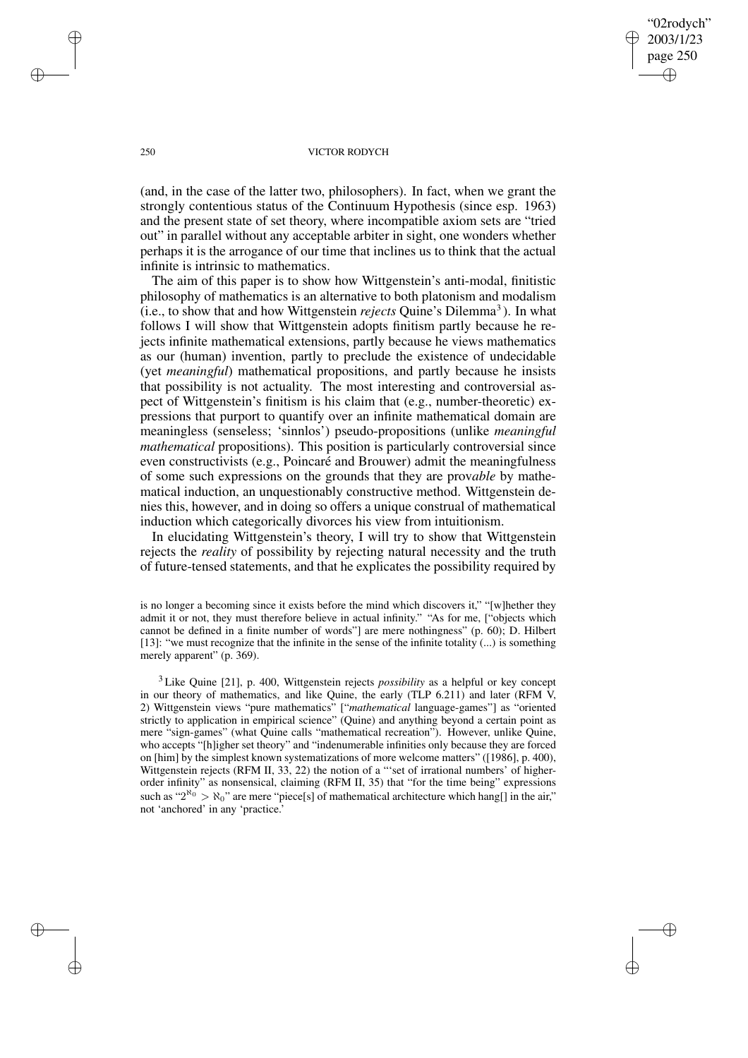(and, in the case of the latter two, philosophers). In fact, when we grant the strongly contentious status of the Continuum Hypothesis (since esp. 1963) and the present state of set theory, where incompatible axiom sets are "tried out" in parallel without any acceptable arbiter in sight, one wonders whether perhaps it is the arrogance of our time that inclines us to think that the actual infinite is intrinsic to mathematics.

The aim of this paper is to show how Wittgenstein's anti-modal, finitistic philosophy of mathematics is an alternative to both platonism and modalism (i.e., to show that and how Wittgenstein *rejects* Quine's Dilemma[3]). In what follows I will show that Wittgenstein adopts finitism partly because he rejects infinite mathematical extensions, partly because he views mathematics as our (human) invention, partly to preclude the existence of undecidable (yet *meaningful*) mathematical propositions, and partly because he insists that possibility is not actuality. The most interesting and controversial aspect of Wittgenstein's finitism is his claim that (e.g., number-theoretic) expressions that purport to quantify over an infinite mathematical domain are meaningless (senseless; 'sinnlos') pseudo-propositions (unlike *meaningful mathematical* propositions). This position is particularly controversial since even constructivists (e.g., Poincaré and Brouwer) admit the meaningfulness of some such expressions on the grounds that they are prov*able* by mathematical induction, an unquestionably constructive method. Wittgenstein denies this, however, and in doing so offers a unique construal of mathematical induction which categorically divorces his view from intuitionism.

In elucidating Wittgenstein's theory, I will try to show that Wittgenstein rejects the *reality* of possibility by rejecting natural necessity and the truth of future-tensed statements, and that he explicates the possibility required by

is no longer a becoming since it exists before the mind which discovers it," "[w]hether they admit it or not, they must therefore believe in actual infinity." "As for me, ["objects which cannot be defined in a finite number of words"] are mere nothingness" (p. 60); D. Hilbert [13]: "we must recognize that the infinite in the sense of the infinite totality (...) is something merely apparent" (p. 369).

[3] Like Quine [21], p. 400, Wittgenstein rejects *possibility* as a helpful or key concept in our theory of mathematics, and like Quine, the early (TLP 6.211) and later (RFM V, 2) Wittgenstein views "pure mathematics" ["*mathematical* language-games"] as "oriented strictly to application in empirical science" (Quine) and anything beyond a certain point as mere "sign-games" (what Quine calls "mathematical recreation"). However, unlike Quine, who accepts "[h]igher set theory" and "indenumerable infinities only because they are forced on [him] by the simplest known systematizations of more welcome matters" ([1986], p. 400), Wittgenstein rejects (RFM II, 33, 22) the notion of a "'set of irrational numbers' of higher-order infinity" as nonsensical, claiming (RFM II, 35) that "for the time being" expressions such as "$2^{\aleph_0} > \aleph_0$" are mere "piece[s] of mathematical architecture which hang[] in the air," not 'anchored' in any 'practice.'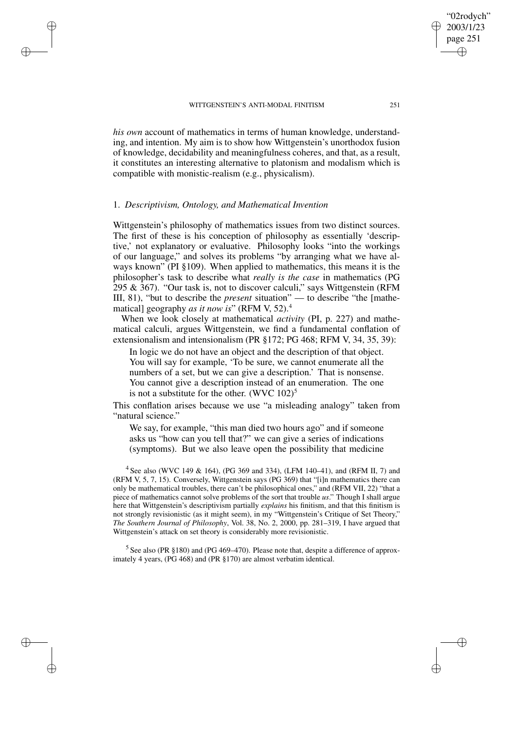*his own* account of mathematics in terms of human knowledge, understanding, and intention. My aim is to show how Wittgenstein's unorthodox fusion of knowledge, decidability and meaningfulness coheres, and that, as a result, it constitutes an interesting alternative to platonism and modalism which is compatible with monistic-realism (e.g., physicalism).

## 1. *Descriptivism, Ontology, and Mathematical Invention*

Wittgenstein's philosophy of mathematics issues from two distinct sources. The first of these is his conception of philosophy as essentially 'descriptive,' not explanatory or evaluative. Philosophy looks "into the workings of our language," and solves its problems "by arranging what we have always known" (PI §109). When applied to mathematics, this means it is the philosopher's task to describe what *really is the case* in mathematics (PG 295 & 367). "Our task is, not to discover calculi," says Wittgenstein (RFM III, 81), "but to describe the *present* situation" — to describe "the [mathematical] geography *as it now is*" (RFM V, 52).[4]

When we look closely at mathematical *activity* (PI, p. 227) and mathematical calculi, argues Wittgenstein, we find a fundamental conflation of extensionalism and intensionalism (PR §172; PG 468; RFM V, 34, 35, 39):

> In logic we do not have an object and the description of that object. You will say for example, 'To be sure, we cannot enumerate all the numbers of a set, but we can give a description.' That is nonsense. You cannot give a description instead of an enumeration. The one is not a substitute for the other. (WVC 102)[5]

This conflation arises because we use "a misleading analogy" taken from "natural science."

> We say, for example, "this man died two hours ago" and if someone asks us "how can you tell that?" we can give a series of indications (symptoms). But we also leave open the possibility that medicine

[4] See also (WVC 149 & 164), (PG 369 and 334), (LFM 140–41), and (RFM II, 7) and (RFM V, 5, 7, 15). Conversely, Wittgenstein says (PG 369) that "[i]n mathematics there can only be mathematical troubles, there can't be philosophical ones," and (RFM VII, 22) "that a piece of mathematics cannot solve problems of the sort that trouble *us*." Though I shall argue here that Wittgenstein's descriptivism partially *explains* his finitism, and that this finitism is not strongly revisionistic (as it might seem), in my "Wittgenstein's Critique of Set Theory," *The Southern Journal of Philosophy*, Vol. 38, No. 2, 2000, pp. 281–319, I have argued that Wittgenstein's attack on set theory is considerably more revisionistic.

[5] See also (PR §180) and (PG 469–470). Please note that, despite a difference of approximately 4 years, (PG 468) and (PR §170) are almost verbatim identical.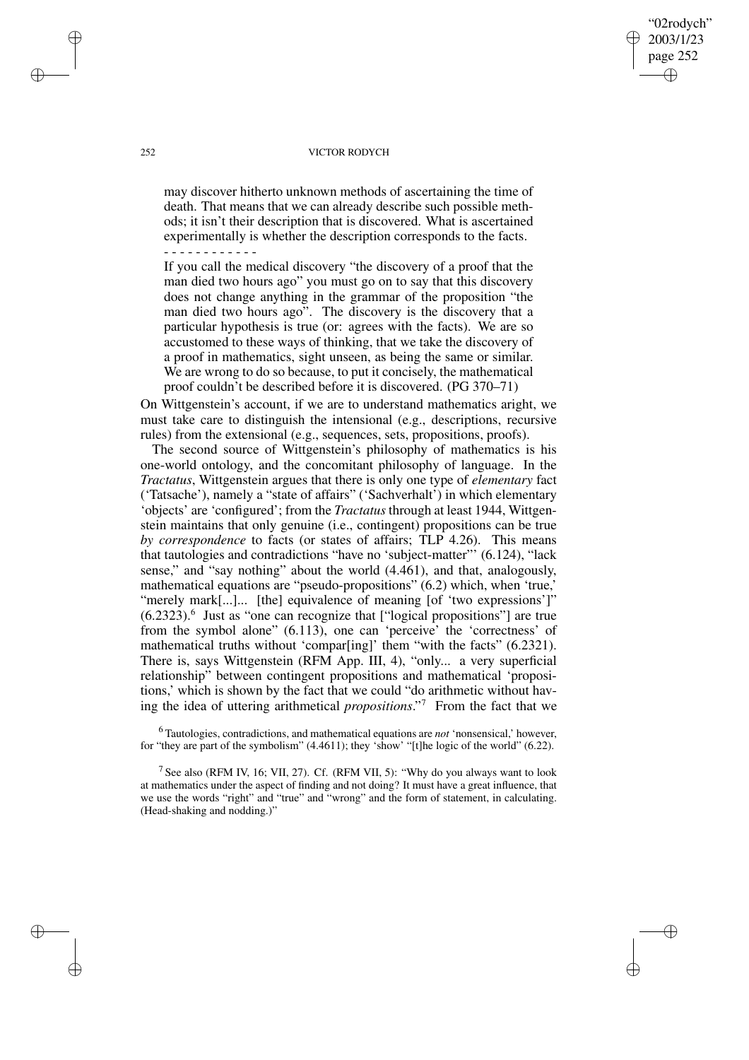> may discover hitherto unknown methods of ascertaining the time of death. That means that we can already describe such possible methods; it isn't their description that is discovered. What is ascertained experimentally is whether the description corresponds to the facts.
>
> - - - - - - - - - - - -
>
> If you call the medical discovery "the discovery of a proof that the man died two hours ago" you must go on to say that this discovery does not change anything in the grammar of the proposition "the man died two hours ago". The discovery is the discovery that a particular hypothesis is true (or: agrees with the facts). We are so accustomed to these ways of thinking, that we take the discovery of a proof in mathematics, sight unseen, as being the same or similar. We are wrong to do so because, to put it concisely, the mathematical proof couldn't be described before it is discovered. (PG 370–71)

On Wittgenstein's account, if we are to understand mathematics aright, we must take care to distinguish the intensional (e.g., descriptions, recursive rules) from the extensional (e.g., sequences, sets, propositions, proofs).

The second source of Wittgenstein's philosophy of mathematics is his one-world ontology, and the concomitant philosophy of language. In the *Tractatus*, Wittgenstein argues that there is only one type of *elementary* fact ('Tatsache'), namely a "state of affairs" ('Sachverhalt') in which elementary 'objects' are 'configured'; from the *Tractatus* through at least 1944, Wittgenstein maintains that only genuine (i.e., contingent) propositions can be true *by correspondence* to facts (or states of affairs; TLP 4.26). This means that tautologies and contradictions "have no 'subject-matter"' (6.124), "lack sense," and "say nothing" about the world (4.461), and that, analogously, mathematical equations are "pseudo-propositions" (6.2) which, when 'true,' "merely mark[...]... [the] equivalence of meaning [of 'two expressions']" (6.2323).[6] Just as "one can recognize that ["logical propositions"] are true from the symbol alone" (6.113), one can 'perceive' the 'correctness' of mathematical truths without 'compar[ing]' them "with the facts" (6.2321). There is, says Wittgenstein (RFM App. III, 4), "only... a very superficial relationship" between contingent propositions and mathematical 'propositions,' which is shown by the fact that we could "do arithmetic without having the idea of uttering arithmetical *propositions*."[7] From the fact that we

[6] Tautologies, contradictions, and mathematical equations are *not* 'nonsensical,' however, for "they are part of the symbolism" (4.4611); they 'show' "[t]he logic of the world" (6.22).

[7] See also (RFM IV, 16; VII, 27). Cf. (RFM VII, 5): "Why do you always want to look at mathematics under the aspect of finding and not doing? It must have a great influence, that we use the words "right" and "true" and "wrong" and the form of statement, in calculating. (Head-shaking and nodding.)"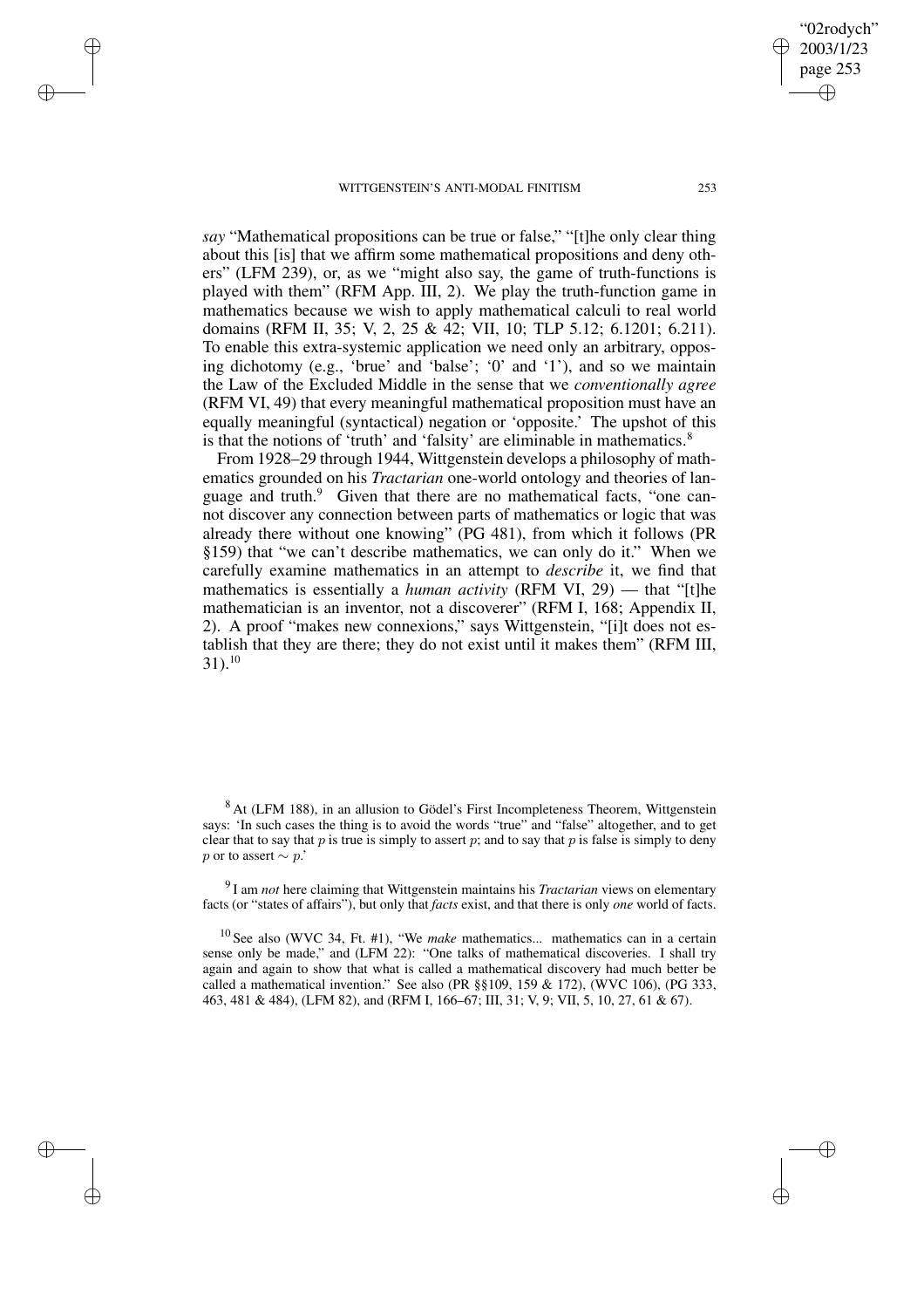*say* "Mathematical propositions can be true or false," "[t]he only clear thing about this [is] that we affirm some mathematical propositions and deny others" (LFM 239), or, as we "might also say, the game of truth-functions is played with them" (RFM App. III, 2). We play the truth-function game in mathematics because we wish to apply mathematical calculi to real world domains (RFM II, 35; V, 2, 25 & 42; VII, 10; TLP 5.12; 6.1201; 6.211). To enable this extra-systemic application we need only an arbitrary, opposing dichotomy (e.g., 'brue' and 'balse'; '0' and '1'), and so we maintain the Law of the Excluded Middle in the sense that we *conventionally agree* (RFM VI, 49) that every meaningful mathematical proposition must have an equally meaningful (syntactical) negation or 'opposite.' The upshot of this is that the notions of 'truth' and 'falsity' are eliminable in mathematics.[8]

From 1928–29 through 1944, Wittgenstein develops a philosophy of mathematics grounded on his *Tractarian* one-world ontology and theories of language and truth.[9] Given that there are no mathematical facts, "one cannot discover any connection between parts of mathematics or logic that was already there without one knowing" (PG 481), from which it follows (PR §159) that "we can't describe mathematics, we can only do it." When we carefully examine mathematics in an attempt to *describe* it, we find that mathematics is essentially a *human activity* (RFM VI, 29) — that "[t]he mathematician is an inventor, not a discoverer" (RFM I, 168; Appendix II, 2). A proof "makes new connexions," says Wittgenstein, "[i]t does not establish that they are there; they do not exist until it makes them" (RFM III, 31).[10]

[8] At (LFM 188), in an allusion to Gödel's First Incompleteness Theorem, Wittgenstein says: 'In such cases the thing is to avoid the words "true" and "false" altogether, and to get clear that to say that $p$ is true is simply to assert $p$; and to say that $p$ is false is simply to deny $p$ or to assert $\sim p$.'

[9] I am *not* here claiming that Wittgenstein maintains his *Tractarian* views on elementary facts (or "states of affairs"), but only that *facts* exist, and that there is only *one* world of facts.

[10] See also (WVC 34, Ft. #1), "We *make* mathematics... mathematics can in a certain sense only be made," and (LFM 22): "One talks of mathematical discoveries. I shall try again and again to show that what is called a mathematical discovery had much better be called a mathematical invention." See also (PR §§109, 159 & 172), (WVC 106), (PG 333, 463, 481 & 484), (LFM 82), and (RFM I, 166–67; III, 31; V, 9; VII, 5, 10, 27, 61 & 67).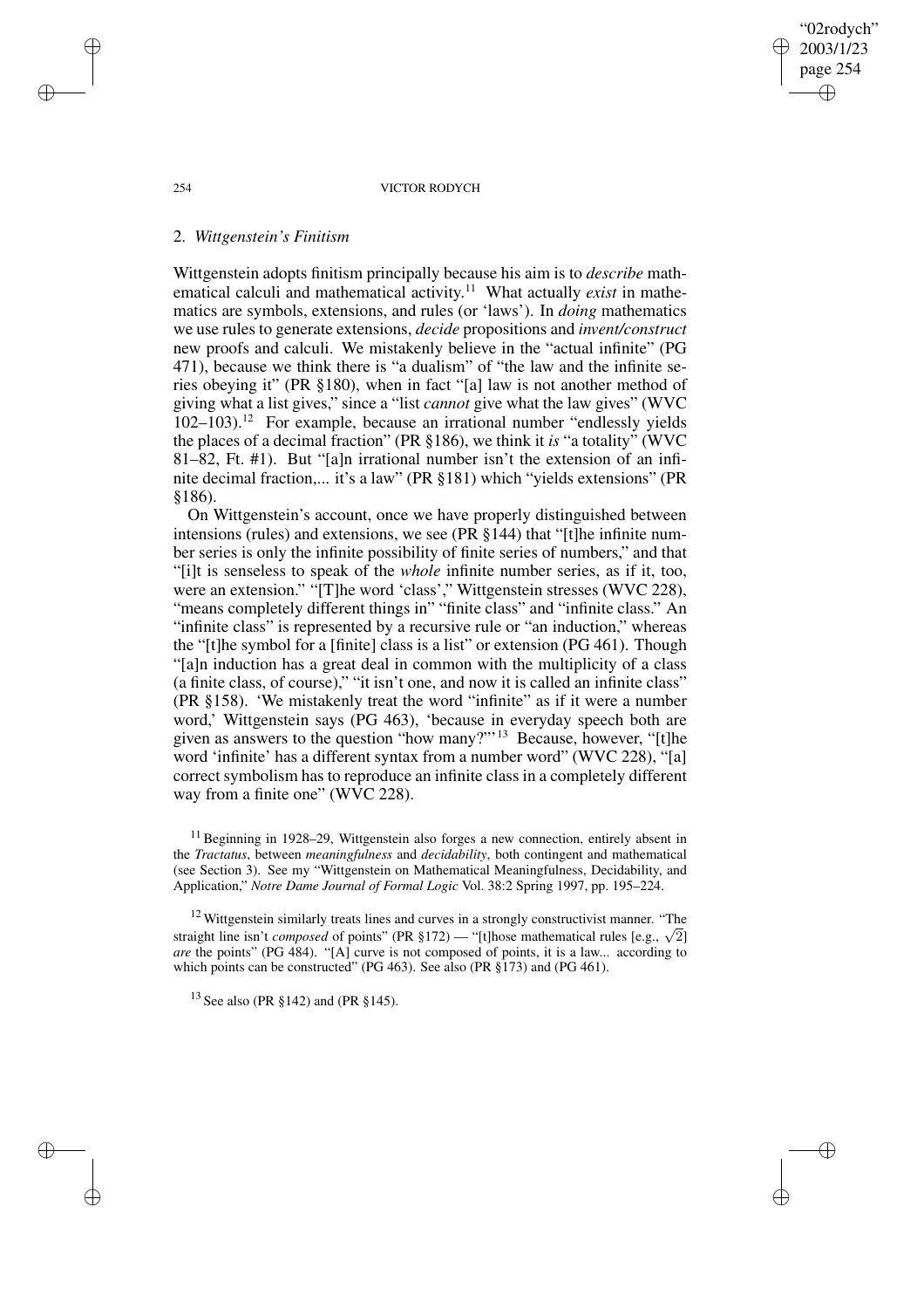## 2. *Wittgenstein's Finitism*

Wittgenstein adopts finitism principally because his aim is to *describe* mathematical calculi and mathematical activity.[11] What actually *exist* in mathematics are symbols, extensions, and rules (or 'laws'). In *doing* mathematics we use rules to generate extensions, *decide* propositions and *invent/construct* new proofs and calculi. We mistakenly believe in the "actual infinite" (PG 471), because we think there is "a dualism" of "the law and the infinite series obeying it" (PR §180), when in fact "[a] law is not another method of giving what a list gives," since a "list *cannot* give what the law gives" (WVC 102–103).[12] For example, because an irrational number "endlessly yields the places of a decimal fraction" (PR §186), we think it *is* "a totality" (WVC 81–82, Ft. #1). But "[a]n irrational number isn't the extension of an infinite decimal fraction,... it's a law" (PR §181) which "yields extensions" (PR §186).

On Wittgenstein's account, once we have properly distinguished between intensions (rules) and extensions, we see (PR §144) that "[t]he infinite number series is only the infinite possibility of finite series of numbers," and that "[i]t is senseless to speak of the *whole* infinite number series, as if it, too, were an extension." "[T]he word 'class'," Wittgenstein stresses (WVC 228), "means completely different things in" "finite class" and "infinite class." An "infinite class" is represented by a recursive rule or "an induction," whereas the "[t]he symbol for a [finite] class is a list" or extension (PG 461). Though "[a]n induction has a great deal in common with the multiplicity of a class (a finite class, of course)," "it isn't one, and now it is called an infinite class" (PR §158). 'We mistakenly treat the word "infinite" as if it were a number word,' Wittgenstein says (PG 463), 'because in everyday speech both are given as answers to the question "how many?"'[13] Because, however, "[t]he word 'infinite' has a different syntax from a number word" (WVC 228), "[a] correct symbolism has to reproduce an infinite class in a completely different way from a finite one" (WVC 228).

[11] Beginning in 1928–29, Wittgenstein also forges a new connection, entirely absent in the *Tractatus*, between *meaningfulness* and *decidability*, both contingent and mathematical (see Section 3). See my "Wittgenstein on Mathematical Meaningfulness, Decidability, and Application," *Notre Dame Journal of Formal Logic* Vol. 38:2 Spring 1997, pp. 195–224.

[12] Wittgenstein similarly treats lines and curves in a strongly constructivist manner. "The straight line isn't *composed* of points" (PR §172) — "[t]hose mathematical rules [e.g., $\sqrt{2}$] *are* the points" (PG 484). "[A] curve is not composed of points, it is a law... according to which points can be constructed" (PG 463). See also (PR §173) and (PG 461).

[13] See also (PR §142) and (PR §145).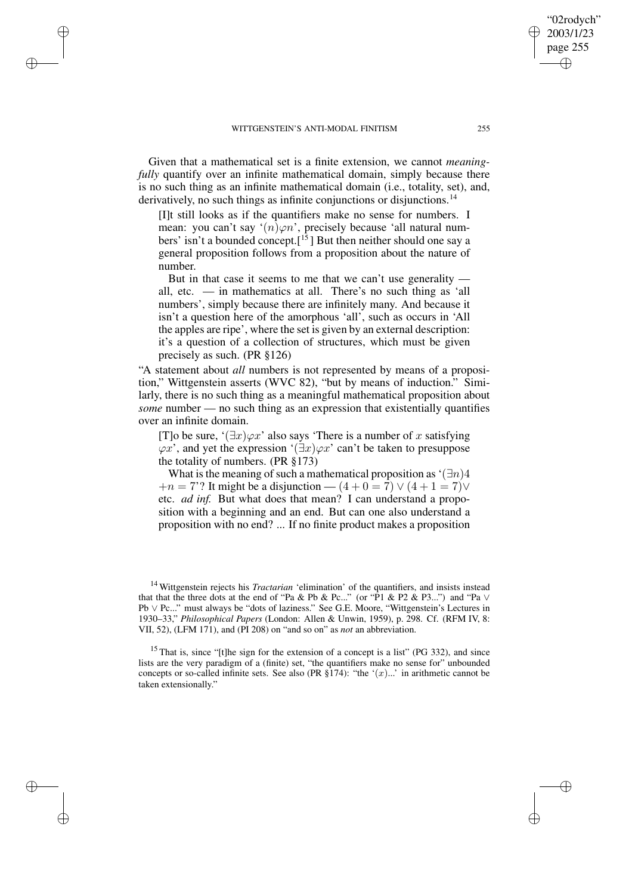Given that a mathematical set is a finite extension, we cannot *meaningfully* quantify over an infinite mathematical domain, simply because there is no such thing as an infinite mathematical domain (i.e., totality, set), and, derivatively, no such things as infinite conjunctions or disjunctions.[14]

> [I]t still looks as if the quantifiers make no sense for numbers. I mean: you can't say '$(n)\varphi n$', precisely because 'all natural numbers' isn't a bounded concept.[[15]] But then neither should one say a general proposition follows from a proposition about the nature of number.
>
> But in that case it seems to me that we can't use generality — all, etc. — in mathematics at all. There's no such thing as 'all numbers', simply because there are infinitely many. And because it isn't a question here of the amorphous 'all', such as occurs in 'All the apples are ripe', where the set is given by an external description: it's a question of a collection of structures, which must be given precisely as such. (PR §126)

"A statement about *all* numbers is not represented by means of a proposition," Wittgenstein asserts (WVC 82), "but by means of induction." Similarly, there is no such thing as a meaningful mathematical proposition about *some* number — no such thing as an expression that existentially quantifies over an infinite domain.

> [T]o be sure, '$(\exists x)\varphi x$' also says 'There is a number of $x$ satisfying $\varphi x$', and yet the expression '$(\exists x)\varphi x$' can't be taken to presuppose the totality of numbers. (PR §173)
>
> What is the meaning of such a mathematical proposition as '$(\exists n)4 + n = 7$'? It might be a disjunction — $(4 + 0 = 7) \vee (4 + 1 = 7) \vee$ etc. *ad inf.* But what does that mean? I can understand a proposition with a beginning and an end. But can one also understand a proposition with no end? ... If no finite product makes a proposition

---

[14] Wittgenstein rejects his *Tractarian* 'elimination' of the quantifiers, and insists instead that that the three dots at the end of "Pa & Pb & Pc..." (or "P1 & P2 & P3...") and "Pa $\vee$ Pb $\vee$ Pc..." must always be "dots of laziness." See G.E. Moore, "Wittgenstein's Lectures in 1930–33," *Philosophical Papers* (London: Allen & Unwin, 1959), p. 298. Cf. (RFM IV, 8: VII, 52), (LFM 171), and (PI 208) on "and so on" as *not* an abbreviation.

[15] That is, since "[t]he sign for the extension of a concept is a list" (PG 332), and since lists are the very paradigm of a (finite) set, "the quantifiers make no sense for" unbounded concepts or so-called infinite sets. See also (PR §174): "the '$(x)$...' in arithmetic cannot be taken extensionally."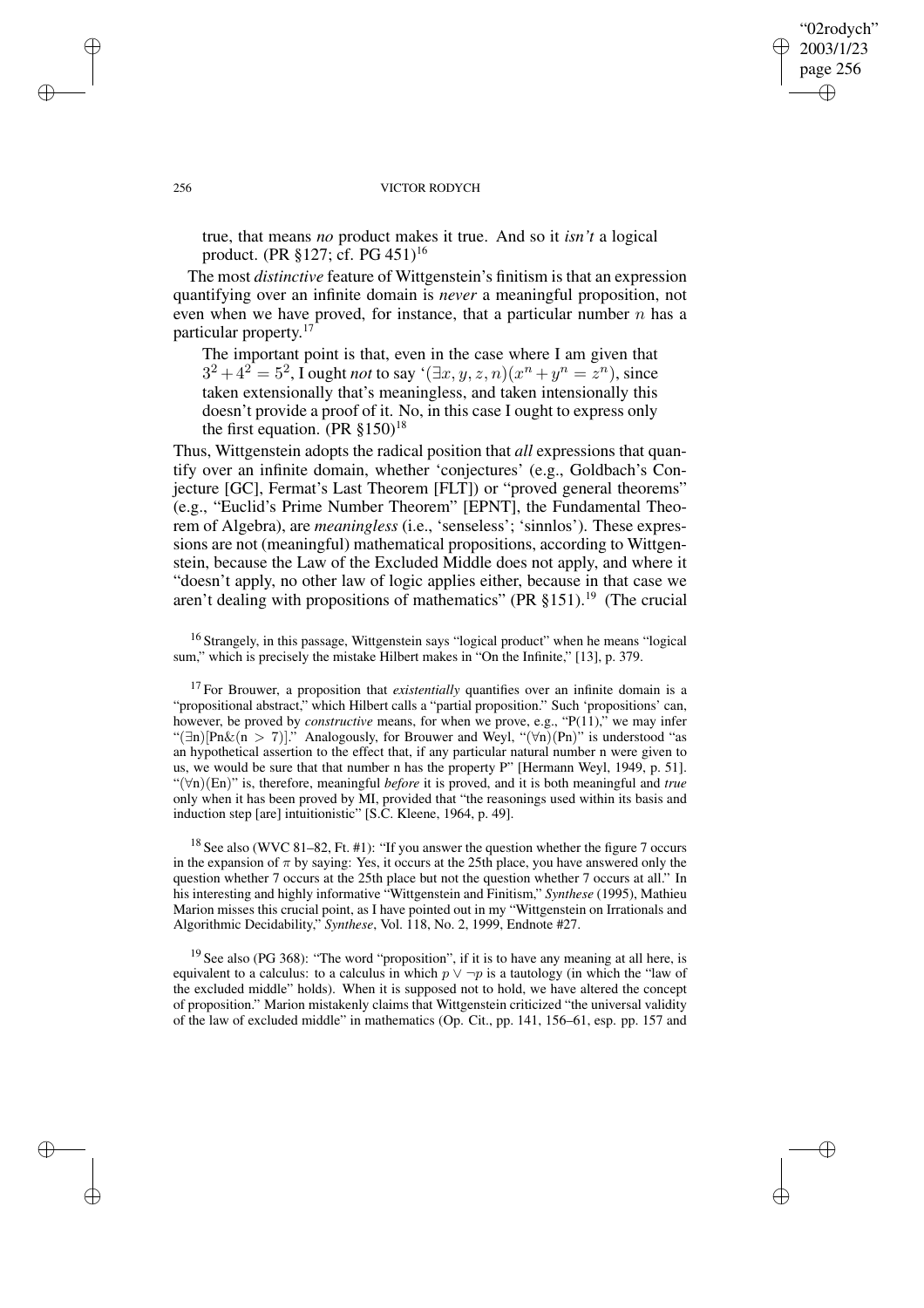true, that means *no* product makes it true. And so it *isn't* a logical product. (PR §127; cf. PG 451)[16]

The most *distinctive* feature of Wittgenstein's finitism is that an expression quantifying over an infinite domain is *never* a meaningful proposition, not even when we have proved, for instance, that a particular number $n$ has a particular property.[17]

> The important point is that, even in the case where I am given that $3^2 + 4^2 = 5^2$, I ought *not* to say '$(\exists x, y, z, n)(x^n + y^n = z^n)$, since taken extensionally that's meaningless, and taken intensionally this doesn't provide a proof of it. No, in this case I ought to express only the first equation. (PR §150)[18]

Thus, Wittgenstein adopts the radical position that *all* expressions that quantify over an infinite domain, whether 'conjectures' (e.g., Goldbach's Conjecture [GC], Fermat's Last Theorem [FLT]) or "proved general theorems" (e.g., "Euclid's Prime Number Theorem" [EPNT], the Fundamental Theorem of Algebra), are *meaningless* (i.e., 'senseless'; 'sinnlos'). These expressions are not (meaningful) mathematical propositions, according to Wittgenstein, because the Law of the Excluded Middle does not apply, and where it "doesn't apply, no other law of logic applies either, because in that case we aren't dealing with propositions of mathematics" (PR §151).[19] (The crucial

[16] Strangely, in this passage, Wittgenstein says "logical product" when he means "logical sum," which is precisely the mistake Hilbert makes in "On the Infinite," [13], p. 379.

[17] For Brouwer, a proposition that *existentially* quantifies over an infinite domain is a "propositional abstract," which Hilbert calls a "partial proposition." Such 'propositions' can, however, be proved by *constructive* means, for when we prove, e.g., "P(11)," we may infer "$(\exists n)[Pn \& (n > 7)]$." Analogously, for Brouwer and Weyl, "$(\forall n)(Pn)$" is understood "as an hypothetical assertion to the effect that, if any particular natural number n were given to us, we would be sure that that number n has the property P" [Hermann Weyl, 1949, p. 51]. "$(\forall n)(En)$" is, therefore, meaningful *before* it is proved, and it is both meaningful and *true* only when it has been proved by MI, provided that "the reasonings used within its basis and induction step [are] intuitionistic" [S.C. Kleene, 1964, p. 49].

[18] See also (WVC 81–82, Ft. #1): "If you answer the question whether the figure 7 occurs in the expansion of $\pi$ by saying: Yes, it occurs at the 25th place, you have answered only the question whether 7 occurs at the 25th place but not the question whether 7 occurs at all." In his interesting and highly informative "Wittgenstein and Finitism," *Synthese* (1995), Mathieu Marion misses this crucial point, as I have pointed out in my "Wittgenstein on Irrationals and Algorithmic Decidability," *Synthese*, Vol. 118, No. 2, 1999, Endnote #27.

[19] See also (PG 368): "The word "proposition", if it is to have any meaning at all here, is equivalent to a calculus: to a calculus in which $p \vee \neg p$ is a tautology (in which the "law of the excluded middle" holds). When it is supposed not to hold, we have altered the concept of proposition." Marion mistakenly claims that Wittgenstein criticized "the universal validity of the law of excluded middle" in mathematics (Op. Cit., pp. 141, 156–61, esp. pp. 157 and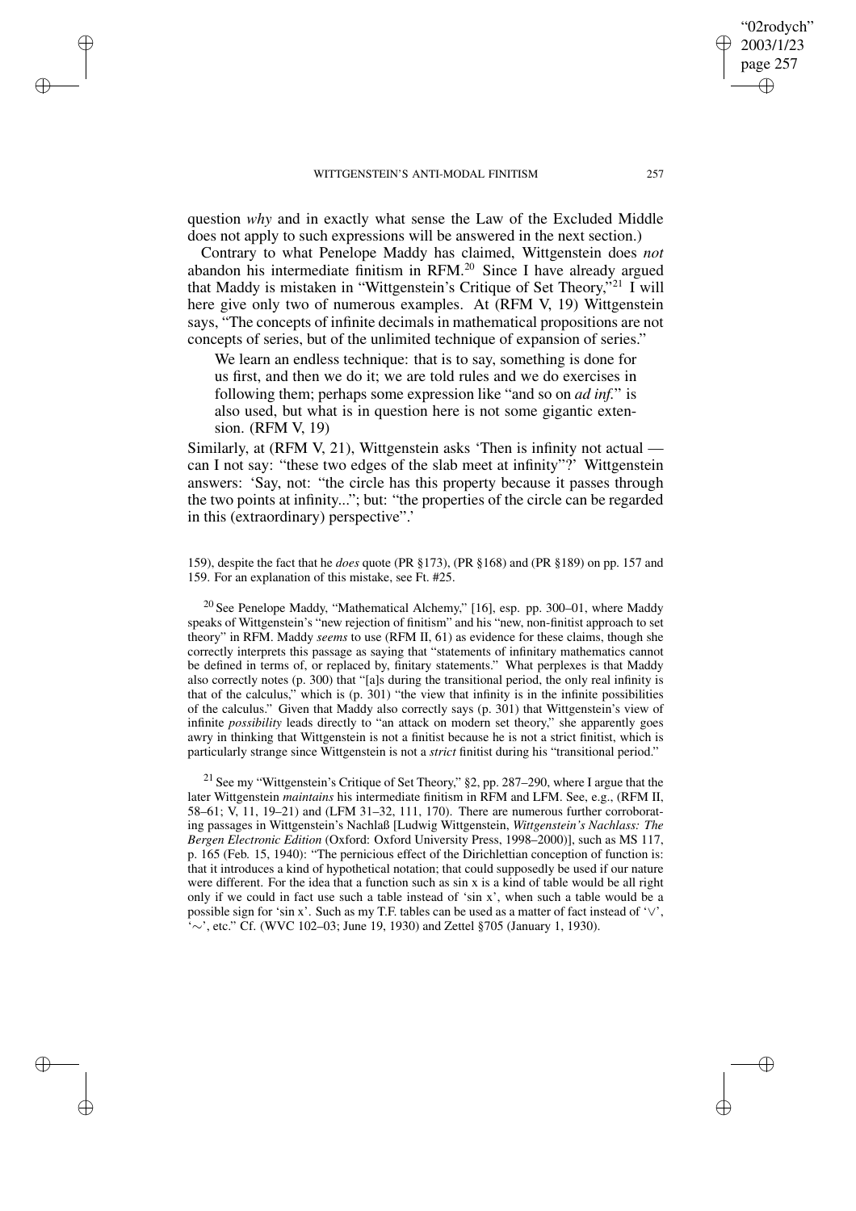question *why* and in exactly what sense the Law of the Excluded Middle does not apply to such expressions will be answered in the next section.)

Contrary to what Penelope Maddy has claimed, Wittgenstein does *not* abandon his intermediate finitism in RFM.[20] Since I have already argued that Maddy is mistaken in "Wittgenstein's Critique of Set Theory,"[21] I will here give only two of numerous examples. At (RFM V, 19) Wittgenstein says, "The concepts of infinite decimals in mathematical propositions are not concepts of series, but of the unlimited technique of expansion of series."

> We learn an endless technique: that is to say, something is done for us first, and then we do it; we are told rules and we do exercises in following them; perhaps some expression like "and so on *ad inf.*" is also used, but what is in question here is not some gigantic extension. (RFM V, 19)

Similarly, at (RFM V, 21), Wittgenstein asks 'Then is infinity not actual — can I not say: "these two edges of the slab meet at infinity"?' Wittgenstein answers: 'Say, not: "the circle has this property because it passes through the two points at infinity..."; but: "the properties of the circle can be regarded in this (extraordinary) perspective".'

159), despite the fact that he *does* quote (PR §173), (PR §168) and (PR §189) on pp. 157 and 159. For an explanation of this mistake, see Ft. #25.

[20] See Penelope Maddy, "Mathematical Alchemy," [16], esp. pp. 300–01, where Maddy speaks of Wittgenstein's "new rejection of finitism" and his "new, non-finitist approach to set theory" in RFM. Maddy *seems* to use (RFM II, 61) as evidence for these claims, though she correctly interprets this passage as saying that "statements of infinitary mathematics cannot be defined in terms of, or replaced by, finitary statements." What perplexes is that Maddy also correctly notes (p. 300) that "[a]s during the transitional period, the only real infinity is that of the calculus," which is (p. 301) "the view that infinity is in the infinite possibilities of the calculus." Given that Maddy also correctly says (p. 301) that Wittgenstein's view of infinite *possibility* leads directly to "an attack on modern set theory," she apparently goes awry in thinking that Wittgenstein is not a finitist because he is not a strict finitist, which is particularly strange since Wittgenstein is not a *strict* finitist during his "transitional period."

[21] See my "Wittgenstein's Critique of Set Theory," §2, pp. 287–290, where I argue that the later Wittgenstein *maintains* his intermediate finitism in RFM and LFM. See, e.g., (RFM II, 58–61; V, 11, 19–21) and (LFM 31–32, 111, 170). There are numerous further corroborating passages in Wittgenstein's Nachlaß [Ludwig Wittgenstein, *Wittgenstein's Nachlass: The Bergen Electronic Edition* (Oxford: Oxford University Press, 1998–2000)], such as MS 117, p. 165 (Feb. 15, 1940): "The pernicious effect of the Dirichlettian conception of function is: that it introduces a kind of hypothetical notation; that could supposedly be used if our nature were different. For the idea that a function such as sin x is a kind of table would be all right only if we could in fact use such a table instead of 'sin x', when such a table would be a possible sign for 'sin x'. Such as my T.F. tables can be used as a matter of fact instead of '∨', '∼', etc." Cf. (WVC 102–03; June 19, 1930) and Zettel §705 (January 1, 1930).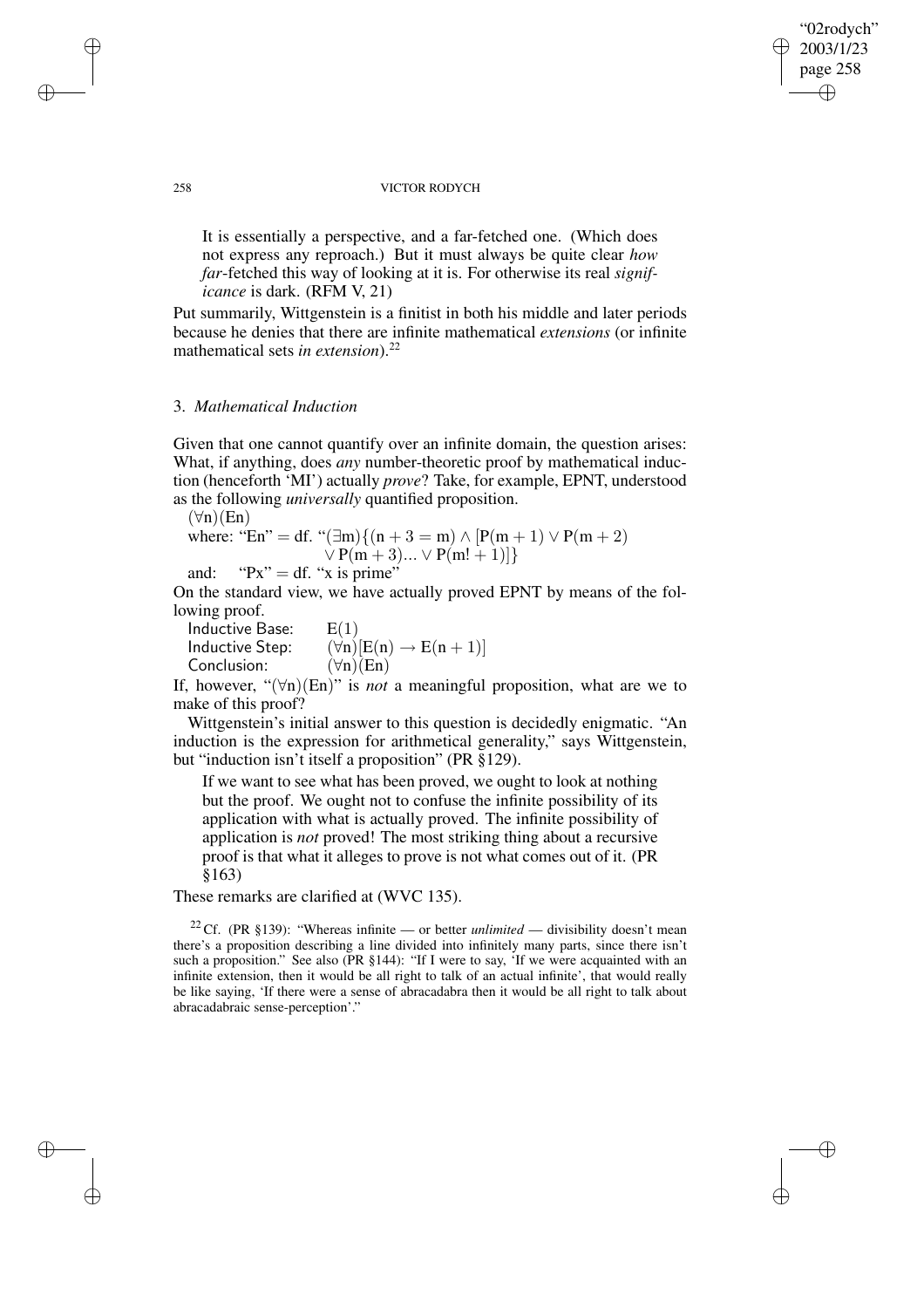It is essentially a perspective, and a far-fetched one. (Which does not express any reproach.) But it must always be quite clear *how far*-fetched this way of looking at it is. For otherwise its real *significance* is dark. (RFM V, 21)

Put summarily, Wittgenstein is a finitist in both his middle and later periods because he denies that there are infinite mathematical *extensions* (or infinite mathematical sets *in extension*).[22]

## 3. *Mathematical Induction*

Given that one cannot quantify over an infinite domain, the question arises: What, if anything, does *any* number-theoretic proof by mathematical induction (henceforth 'MI') actually *prove*? Take, for example, EPNT, understood as the following *universally* quantified proposition.

$(\forall n)(En)$

where: "En" = df. "$(\exists m)\{(n + 3 = m) \wedge [P(m + 1) \vee P(m + 2) \vee P(m + 3) ... \vee P(m! + 1)]\}$

and: "Px" = df. "x is prime"

On the standard view, we have actually proved EPNT by means of the following proof.

| | |
|---|---|
| Inductive Base: | $E(1)$ |
| Inductive Step: | $(\forall n)[E(n) \rightarrow E(n + 1)]$ |
| Conclusion: | $(\forall n)(En)$ |

If, however, "$(\forall n)(En)$" is *not* a meaningful proposition, what are we to make of this proof?

Wittgenstein's initial answer to this question is decidedly enigmatic. "An induction is the expression for arithmetical generality," says Wittgenstein, but "induction isn't itself a proposition" (PR §129).

> If we want to see what has been proved, we ought to look at nothing but the proof. We ought not to confuse the infinite possibility of its application with what is actually proved. The infinite possibility of application is *not* proved! The most striking thing about a recursive proof is that what it alleges to prove is not what comes out of it. (PR §163)

These remarks are clarified at (WVC 135).

[22] Cf. (PR §139): "Whereas infinite — or better *unlimited* — divisibility doesn't mean there's a proposition describing a line divided into infinitely many parts, since there isn't such a proposition." See also (PR §144): "If I were to say, 'If we were acquainted with an infinite extension, then it would be all right to talk of an actual infinite', that would really be like saying, 'If there were a sense of abracadabra then it would be all right to talk about abracadabraic sense-perception'."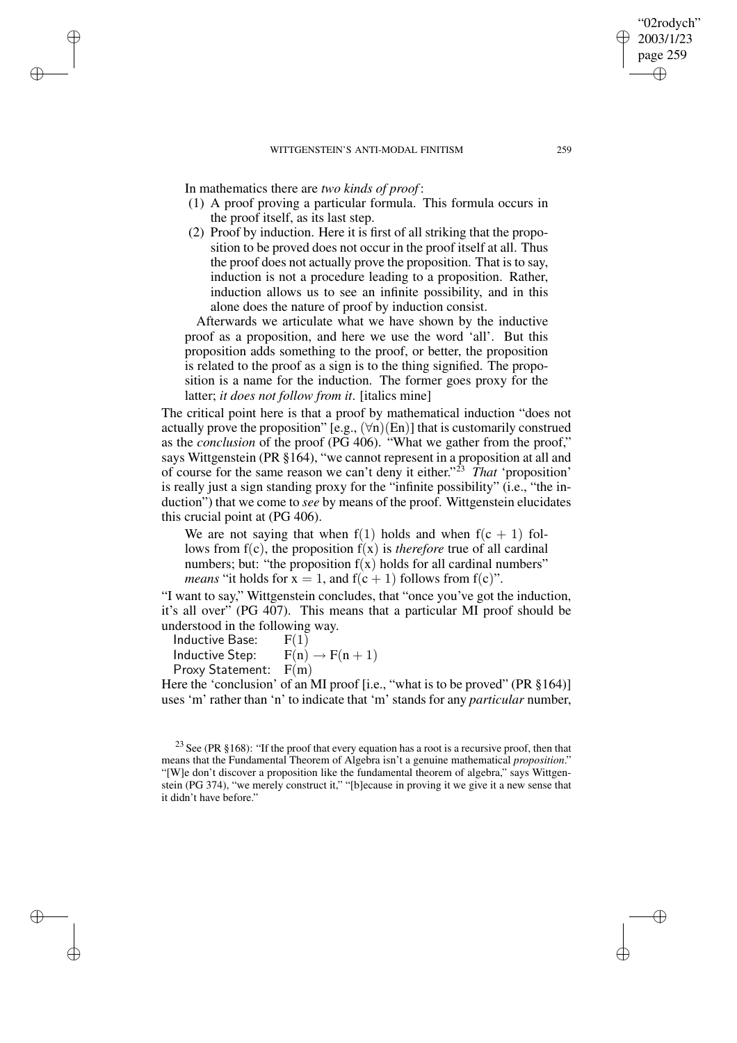In mathematics there are *two kinds of proof*:

(1) A proof proving a particular formula. This formula occurs in the proof itself, as its last step.

(2) Proof by induction. Here it is first of all striking that the proposition to be proved does not occur in the proof itself at all. Thus the proof does not actually prove the proposition. That is to say, induction is not a procedure leading to a proposition. Rather, induction allows us to see an infinite possibility, and in this alone does the nature of proof by induction consist.

Afterwards we articulate what we have shown by the inductive proof as a proposition, and here we use the word 'all'. But this proposition adds something to the proof, or better, the proposition is related to the proof as a sign is to the thing signified. The proposition is a name for the induction. The former goes proxy for the latter; *it does not follow from it*. [italics mine]

The critical point here is that a proof by mathematical induction "does not actually prove the proposition" [e.g., $(\forall n)(En)$] that is customarily construed as the *conclusion* of the proof (PG 406). "What we gather from the proof," says Wittgenstein (PR §164), "we cannot represent in a proposition at all and of course for the same reason we can't deny it either."[23] *That* 'proposition' is really just a sign standing proxy for the "infinite possibility" (i.e., "the induction") that we come to *see* by means of the proof. Wittgenstein elucidates this crucial point at (PG 406).

> We are not saying that when $f(1)$ holds and when $f(c + 1)$ follows from $f(c)$, the proposition $f(x)$ is *therefore* true of all cardinal numbers; but: "the proposition $f(x)$ holds for all cardinal numbers" *means* "it holds for $x = 1$, and $f(c + 1)$ follows from $f(c)$".

"I want to say," Wittgenstein concludes, that "once you've got the induction, it's all over" (PG 407). This means that a particular MI proof should be understood in the following way.

Inductive Base: $F(1)$
Inductive Step: $F(n) \rightarrow F(n + 1)$
Proxy Statement: $F(m)$

Here the 'conclusion' of an MI proof [i.e., "what is to be proved" (PR §164)] uses 'm' rather than 'n' to indicate that 'm' stands for any *particular* number,

---

[23] See (PR §168): "If the proof that every equation has a root is a recursive proof, then that means that the Fundamental Theorem of Algebra isn't a genuine mathematical *proposition*." "[W]e don't discover a proposition like the fundamental theorem of algebra," says Wittgenstein (PG 374), "we merely construct it," "[b]ecause in proving it we give it a new sense that it didn't have before."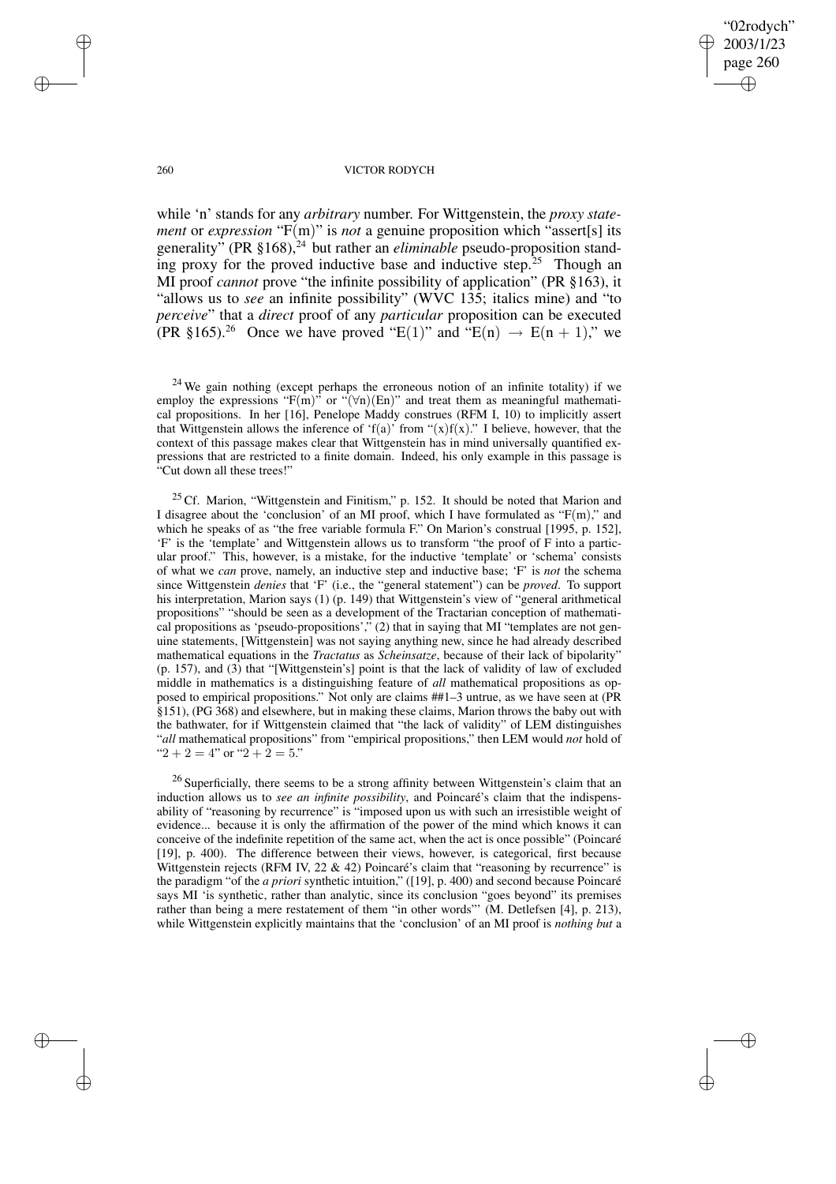while 'n' stands for any *arbitrary* number. For Wittgenstein, the *proxy statement* or *expression* "F(m)" is *not* a genuine proposition which "assert[s] its generality" (PR §168),[24] but rather an *eliminable* pseudo-proposition standing proxy for the proved inductive base and inductive step.[25] Though an MI proof *cannot* prove "the infinite possibility of application" (PR §163), it "allows us to *see* an infinite possibility" (WVC 135; italics mine) and "to *perceive*" that a *direct* proof of any *particular* proposition can be executed (PR §165).[26] Once we have proved "E(1)" and "$E(n) \rightarrow E(n+1)$," we

[24] We gain nothing (except perhaps the erroneous notion of an infinite totality) if we employ the expressions "F(m)" or "$(\forall n)(En)$" and treat them as meaningful mathematical propositions. In her [16], Penelope Maddy construes (RFM I, 10) to implicitly assert that Wittgenstein allows the inference of 'f(a)' from "(x)f(x)." I believe, however, that the context of this passage makes clear that Wittgenstein has in mind universally quantified expressions that are restricted to a finite domain. Indeed, his only example in this passage is "Cut down all these trees!"

[25] Cf. Marion, "Wittgenstein and Finitism," p. 152. It should be noted that Marion and I disagree about the 'conclusion' of an MI proof, which I have formulated as "F(m)," and which he speaks of as "the free variable formula F." On Marion's construal [1995, p. 152], 'F' is the 'template' and Wittgenstein allows us to transform "the proof of F into a particular proof." This, however, is a mistake, for the inductive 'template' or 'schema' consists of what we *can* prove, namely, an inductive step and inductive base; 'F' is *not* the schema since Wittgenstein *denies* that 'F' (i.e., the "general statement") can be *proved*. To support his interpretation, Marion says (1) (p. 149) that Wittgenstein's view of "general arithmetical propositions" "should be seen as a development of the Tractarian conception of mathematical propositions as 'pseudo-propositions'," (2) that in saying that MI "templates are not genuine statements, [Wittgenstein] was not saying anything new, since he had already described mathematical equations in the *Tractatus* as *Scheinsatze*, because of their lack of bipolarity" (p. 157), and (3) that "[Wittgenstein's] point is that the lack of validity of law of excluded middle in mathematics is a distinguishing feature of *all* mathematical propositions as opposed to empirical propositions." Not only are claims ##1–3 untrue, as we have seen at (PR §151), (PG 368) and elsewhere, but in making these claims, Marion throws the baby out with the bathwater, for if Wittgenstein claimed that "the lack of validity" of LEM distinguishes "*all* mathematical propositions" from "empirical propositions," then LEM would *not* hold of "$2 + 2 = 4$" or "$2 + 2 = 5$."

[26] Superficially, there seems to be a strong affinity between Wittgenstein's claim that an induction allows us to *see an infinite possibility*, and Poincaré's claim that the indispensability of "reasoning by recurrence" is "imposed upon us with such an irresistible weight of evidence... because it is only the affirmation of the power of the mind which knows it can conceive of the indefinite repetition of the same act, when the act is once possible" (Poincaré [19], p. 400). The difference between their views, however, is categorical, first because Wittgenstein rejects (RFM IV, 22 & 42) Poincaré's claim that "reasoning by recurrence" is the paradigm "of the *a priori* synthetic intuition," ([19], p. 400) and second because Poincaré says MI 'is synthetic, rather than analytic, since its conclusion "goes beyond" its premises rather than being a mere restatement of them "in other words"' (M. Detlefsen [4], p. 213), while Wittgenstein explicitly maintains that the 'conclusion' of an MI proof is *nothing but* a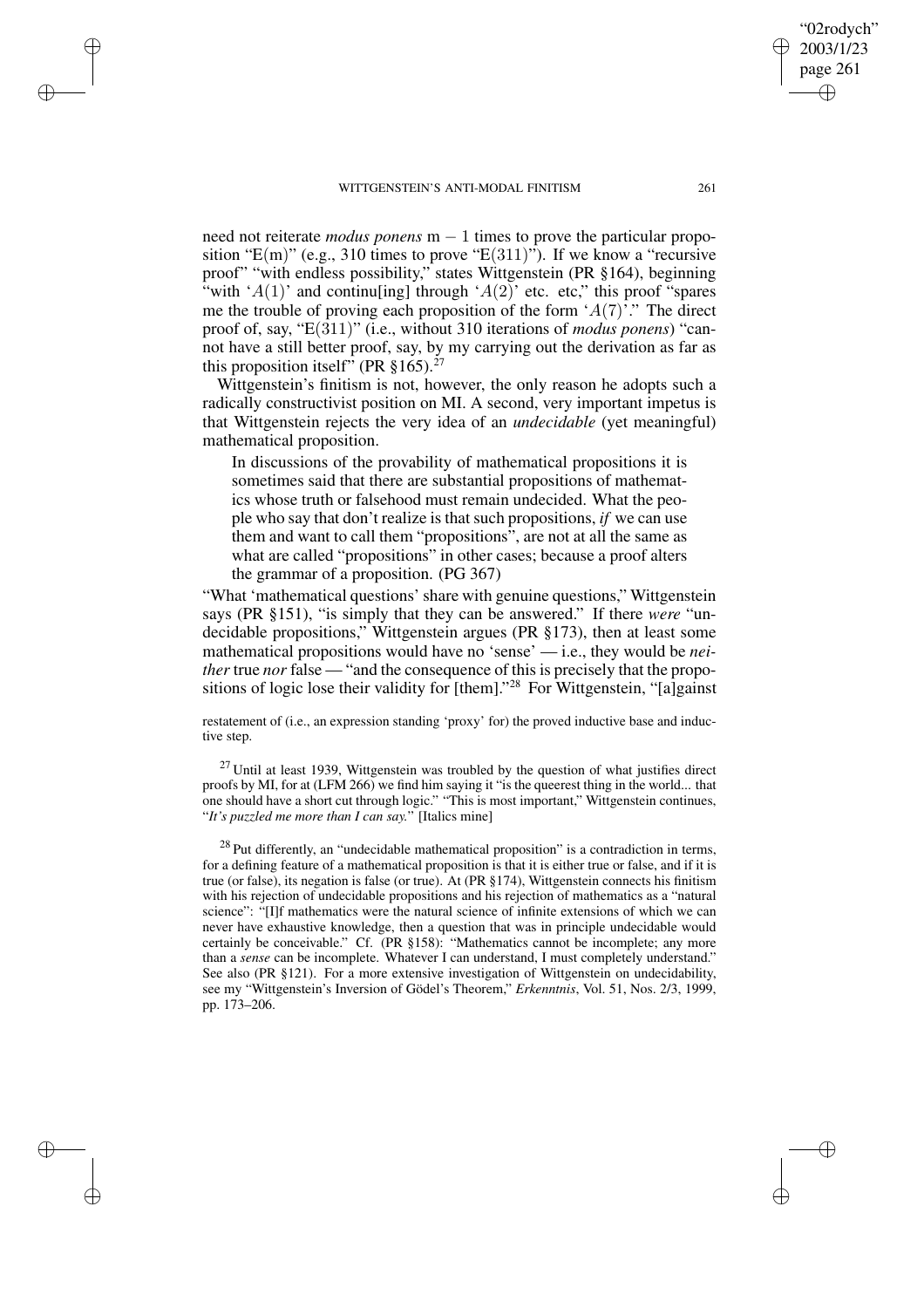need not reiterate *modus ponens* $m - 1$ times to prove the particular proposition "$E(m)$" (e.g., 310 times to prove "$E(311)$"). If we know a "recursive proof" "with endless possibility," states Wittgenstein (PR §164), beginning "with '$A(1)$' and continu[ing] through '$A(2)$' etc. etc," this proof "spares me the trouble of proving each proposition of the form '$A(7)$'." The direct proof of, say, "$E(311)$" (i.e., without 310 iterations of *modus ponens*) "cannot have a still better proof, say, by my carrying out the derivation as far as this proposition itself" (PR §165).[27]

Wittgenstein's finitism is not, however, the only reason he adopts such a radically constructivist position on MI. A second, very important impetus is that Wittgenstein rejects the very idea of an *undecidable* (yet meaningful) mathematical proposition.

> In discussions of the provability of mathematical propositions it is sometimes said that there are substantial propositions of mathematics whose truth or falsehood must remain undecided. What the people who say that don't realize is that such propositions, *if* we can use them and want to call them "propositions", are not at all the same as what are called "propositions" in other cases; because a proof alters the grammar of a proposition. (PG 367)

"What 'mathematical questions' share with genuine questions," Wittgenstein says (PR §151), "is simply that they can be answered." If there *were* "undecidable propositions," Wittgenstein argues (PR §173), then at least some mathematical propositions would have no 'sense' — i.e., they would be *neither* true *nor* false — "and the consequence of this is precisely that the propositions of logic lose their validity for [them]."[28] For Wittgenstein, "[a]gainst

restatement of (i.e., an expression standing 'proxy' for) the proved inductive base and inductive step.

[27] Until at least 1939, Wittgenstein was troubled by the question of what justifies direct proofs by MI, for at (LFM 266) we find him saying it "is the queerest thing in the world... that one should have a short cut through logic." "This is most important," Wittgenstein continues, "*It's puzzled me more than I can say.*" [Italics mine]

[28] Put differently, an "undecidable mathematical proposition" is a contradiction in terms, for a defining feature of a mathematical proposition is that it is either true or false, and if it is true (or false), its negation is false (or true). At (PR §174), Wittgenstein connects his finitism with his rejection of undecidable propositions and his rejection of mathematics as a "natural science": "[I]f mathematics were the natural science of infinite extensions of which we can never have exhaustive knowledge, then a question that was in principle undecidable would certainly be conceivable." Cf. (PR §158): "Mathematics cannot be incomplete; any more than a *sense* can be incomplete. Whatever I can understand, I must completely understand." See also (PR §121). For a more extensive investigation of Wittgenstein on undecidability, see my "Wittgenstein's Inversion of Gödel's Theorem," *Erkenntnis*, Vol. 51, Nos. 2/3, 1999, pp. 173–206.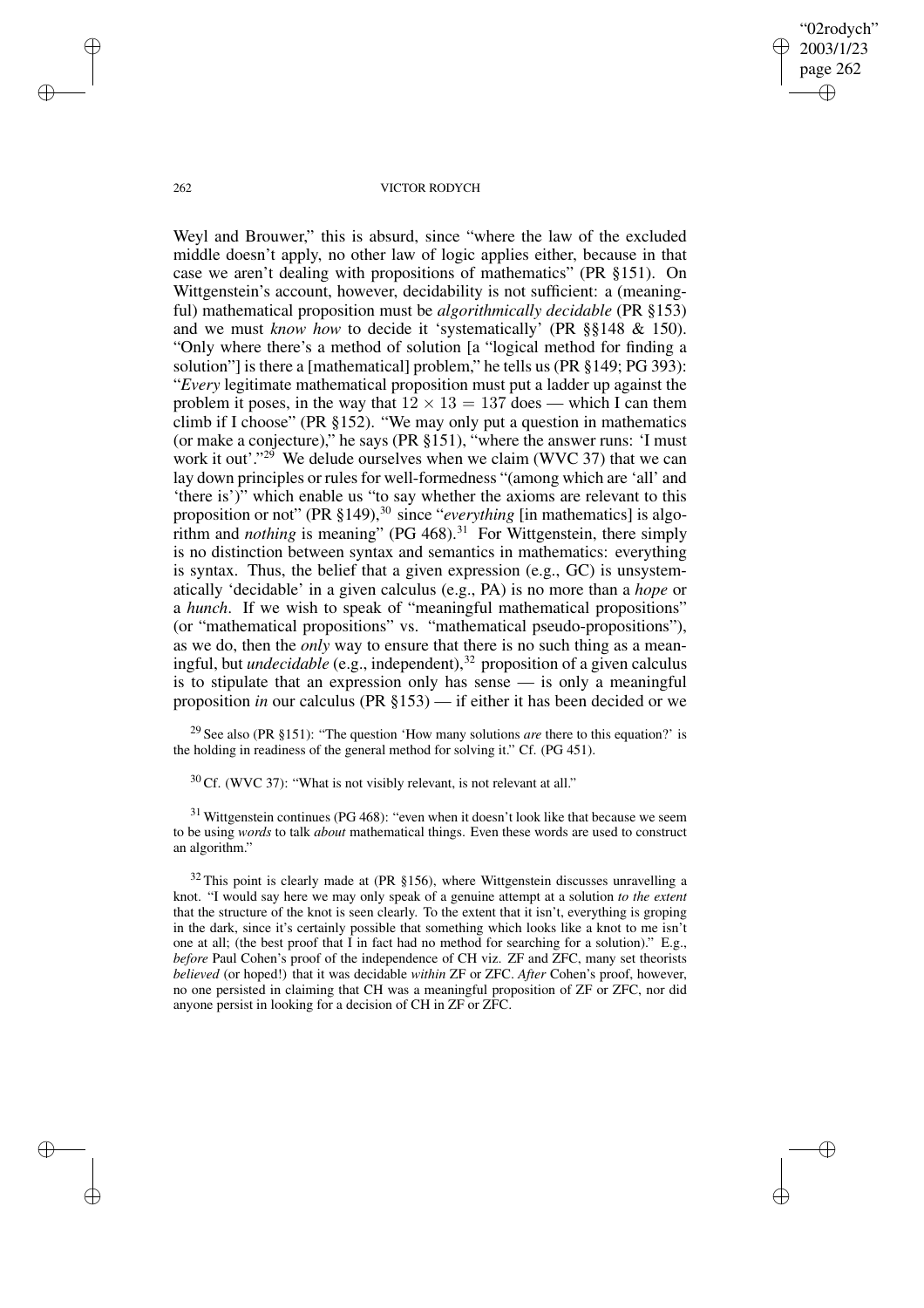Weyl and Brouwer," this is absurd, since "where the law of the excluded middle doesn't apply, no other law of logic applies either, because in that case we aren't dealing with propositions of mathematics" (PR §151). On Wittgenstein's account, however, decidability is not sufficient: a (meaningful) mathematical proposition must be *algorithmically decidable* (PR §153) and we must *know how* to decide it 'systematically' (PR §§148 & 150). "Only where there's a method of solution [a "logical method for finding a solution"] is there a [mathematical] problem," he tells us (PR §149; PG 393): "*Every* legitimate mathematical proposition must put a ladder up against the problem it poses, in the way that $12 \times 13 = 137$ does — which I can them climb if I choose" (PR §152). "We may only put a question in mathematics (or make a conjecture)," he says (PR §151), "where the answer runs: 'I must work it out'."[29] We delude ourselves when we claim (WVC 37) that we can lay down principles or rules for well-formedness "(among which are 'all' and 'there is')" which enable us "to say whether the axioms are relevant to this proposition or not" (PR §149),[30] since "*everything* [in mathematics] is algorithm and *nothing* is meaning" (PG 468).[31] For Wittgenstein, there simply is no distinction between syntax and semantics in mathematics: everything is syntax. Thus, the belief that a given expression (e.g., GC) is unsystematically 'decidable' in a given calculus (e.g., PA) is no more than a *hope* or a *hunch*. If we wish to speak of "meaningful mathematical propositions" (or "mathematical propositions" vs. "mathematical pseudo-propositions"), as we do, then the *only* way to ensure that there is no such thing as a meaningful, but *undecidable* (e.g., independent),[32] proposition of a given calculus is to stipulate that an expression only has sense — is only a meaningful proposition *in* our calculus (PR §153) — if either it has been decided or we

[29] See also (PR §151): "The question 'How many solutions *are* there to this equation?' is the holding in readiness of the general method for solving it." Cf. (PG 451).

[30] Cf. (WVC 37): "What is not visibly relevant, is not relevant at all."

[31] Wittgenstein continues (PG 468): "even when it doesn't look like that because we seem to be using *words* to talk *about* mathematical things. Even these words are used to construct an algorithm."

[32] This point is clearly made at (PR §156), where Wittgenstein discusses unravelling a knot. "I would say here we may only speak of a genuine attempt at a solution *to the extent* that the structure of the knot is seen clearly. To the extent that it isn't, everything is groping in the dark, since it's certainly possible that something which looks like a knot to me isn't one at all; (the best proof that I in fact had no method for searching for a solution)." E.g., *before* Paul Cohen's proof of the independence of CH viz. ZF and ZFC, many set theorists *believed* (or hoped!) that it was decidable *within* ZF or ZFC. *After* Cohen's proof, however, no one persisted in claiming that CH was a meaningful proposition of ZF or ZFC, nor did anyone persist in looking for a decision of CH in ZF or ZFC.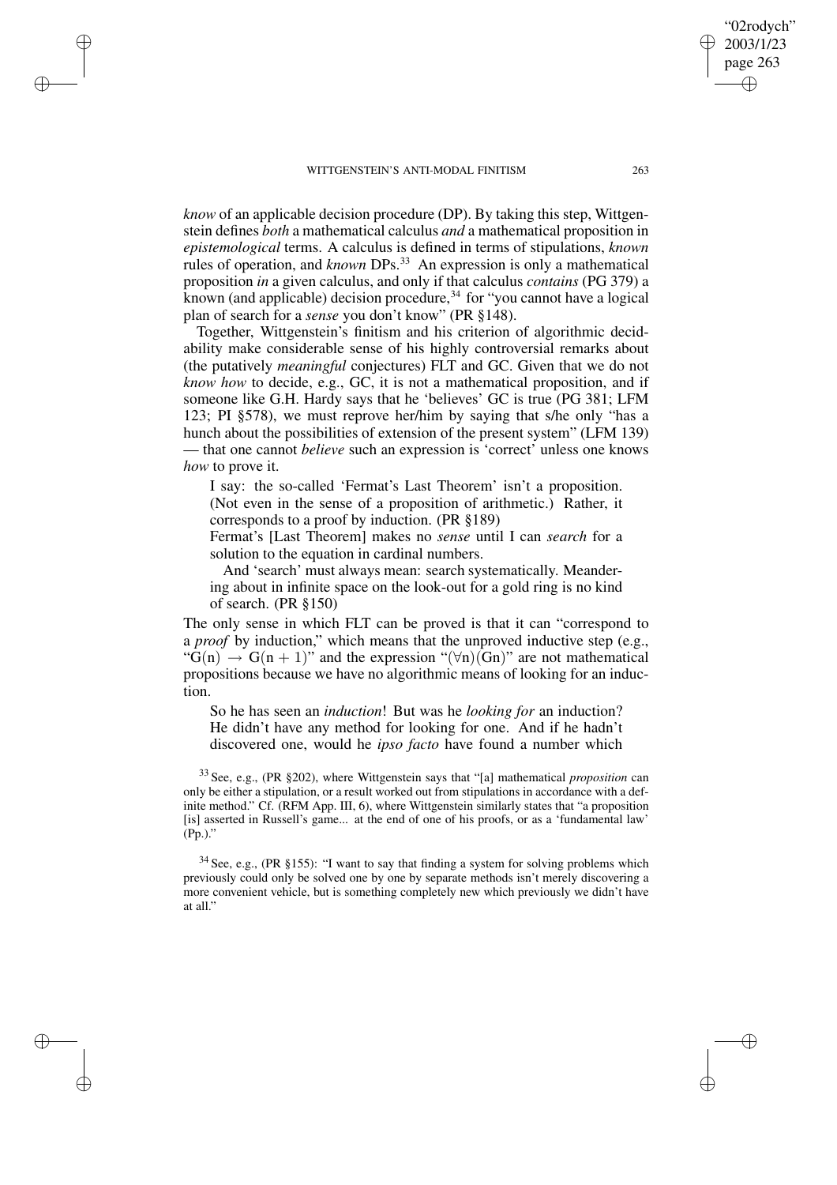*know* of an applicable decision procedure (DP). By taking this step, Wittgenstein defines *both* a mathematical calculus *and* a mathematical proposition in *epistemological* terms. A calculus is defined in terms of stipulations, *known* rules of operation, and *known* DPs.[33] An expression is only a mathematical proposition *in* a given calculus, and only if that calculus *contains* (PG 379) a known (and applicable) decision procedure,[34] for "you cannot have a logical plan of search for a *sense* you don't know" (PR §148).

Together, Wittgenstein's finitism and his criterion of algorithmic decidability make considerable sense of his highly controversial remarks about (the putatively *meaningful* conjectures) FLT and GC. Given that we do not *know how* to decide, e.g., GC, it is not a mathematical proposition, and if someone like G.H. Hardy says that he 'believes' GC is true (PG 381; LFM 123; PI §578), we must reprove her/him by saying that s/he only "has a hunch about the possibilities of extension of the present system" (LFM 139) — that one cannot *believe* such an expression is 'correct' unless one knows *how* to prove it.

> I say: the so-called 'Fermat's Last Theorem' isn't a proposition. (Not even in the sense of a proposition of arithmetic.) Rather, it corresponds to a proof by induction. (PR §189)
>
> Fermat's [Last Theorem] makes no *sense* until I can *search* for a solution to the equation in cardinal numbers.
>
> And 'search' must always mean: search systematically. Meandering about in infinite space on the look-out for a gold ring is no kind of search. (PR §150)

The only sense in which FLT can be proved is that it can "correspond to a *proof* by induction," which means that the unproved inductive step (e.g., "$G(n) \rightarrow G(n+1)$" and the expression "$(\forall n)(Gn)$" are not mathematical propositions because we have no algorithmic means of looking for an induction.

> So he has seen an *induction*! But was he *looking for* an induction? He didn't have any method for looking for one. And if he hadn't discovered one, would he *ipso facto* have found a number which

[33] See, e.g., (PR §202), where Wittgenstein says that "[a] mathematical *proposition* can only be either a stipulation, or a result worked out from stipulations in accordance with a definite method." Cf. (RFM App. III, 6), where Wittgenstein similarly states that "a proposition [is] asserted in Russell's game... at the end of one of his proofs, or as a 'fundamental law' (Pp.)."

[34] See, e.g., (PR §155): "I want to say that finding a system for solving problems which previously could only be solved one by one by separate methods isn't merely discovering a more convenient vehicle, but is something completely new which previously we didn't have at all."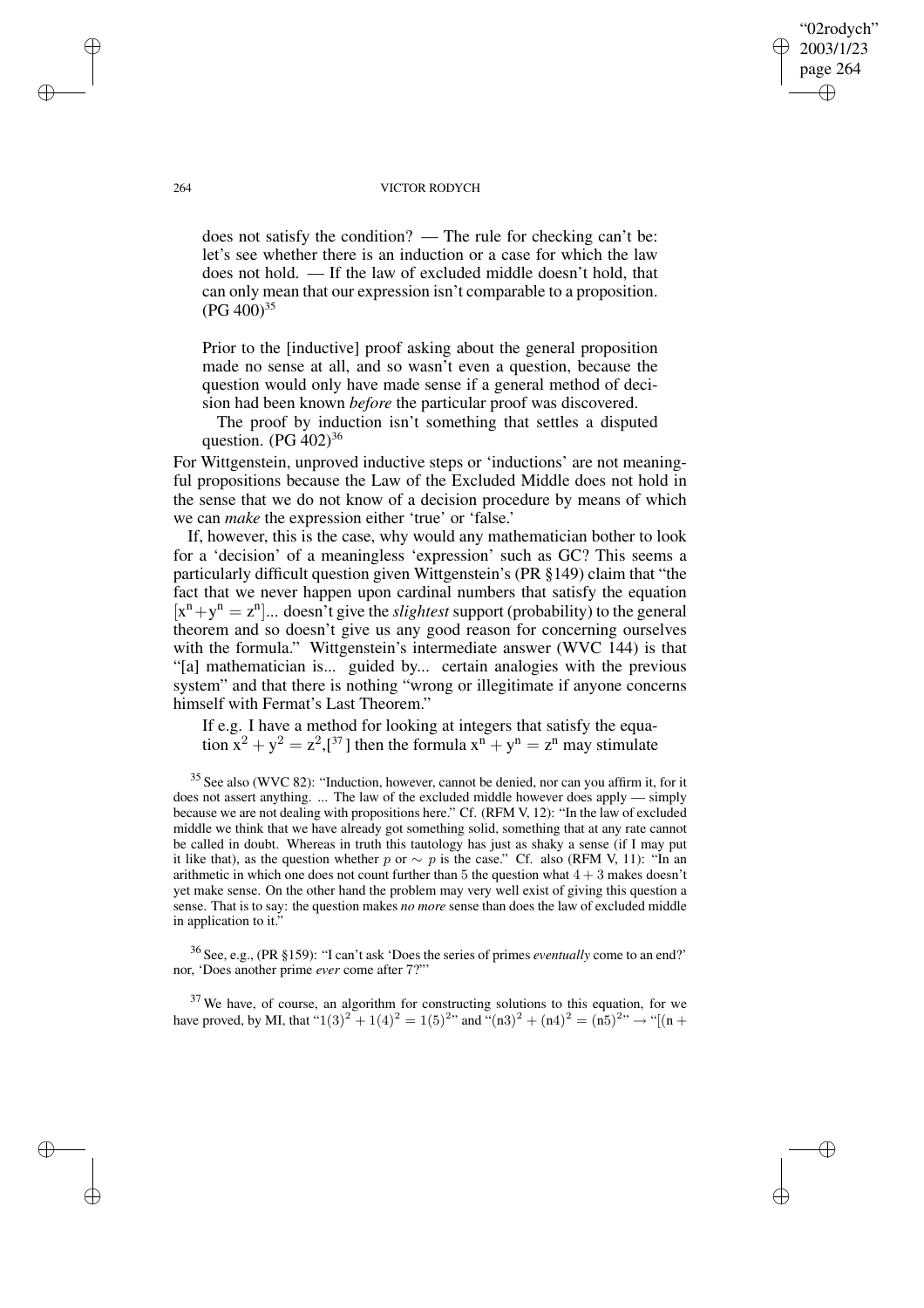does not satisfy the condition? — The rule for checking can't be: let's see whether there is an induction or a case for which the law does not hold. — If the law of excluded middle doesn't hold, that can only mean that our expression isn't comparable to a proposition. (PG 400)[35]

Prior to the [inductive] proof asking about the general proposition made no sense at all, and so wasn't even a question, because the question would only have made sense if a general method of decision had been known *before* the particular proof was discovered.

The proof by induction isn't something that settles a disputed question. (PG 402)[36]

For Wittgenstein, unproved inductive steps or 'inductions' are not meaningful propositions because the Law of the Excluded Middle does not hold in the sense that we do not know of a decision procedure by means of which we can *make* the expression either 'true' or 'false.'

If, however, this is the case, why would any mathematician bother to look for a 'decision' of a meaningless 'expression' such as GC? This seems a particularly difficult question given Wittgenstein's (PR §149) claim that "the fact that we never happen upon cardinal numbers that satisfy the equation $[x^n + y^n = z^n]$... doesn't give the *slightest* support (probability) to the general theorem and so doesn't give us any good reason for concerning ourselves with the formula." Wittgenstein's intermediate answer (WVC 144) is that "[a] mathematician is... guided by... certain analogies with the previous system" and that there is nothing "wrong or illegitimate if anyone concerns himself with Fermat's Last Theorem."

If e.g. I have a method for looking at integers that satisfy the equation $x^2 + y^2 = z^2$,[37] then the formula $x^n + y^n = z^n$ may stimulate

[35] See also (WVC 82): "Induction, however, cannot be denied, nor can you affirm it, for it does not assert anything. ... The law of the excluded middle however does apply — simply because we are not dealing with propositions here." Cf. (RFM V, 12): "In the law of excluded middle we think that we have already got something solid, something that at any rate cannot be called in doubt. Whereas in truth this tautology has just as shaky a sense (if I may put it like that), as the question whether $p$ or $\sim p$ is the case." Cf. also (RFM V, 11): "In an arithmetic in which one does not count further than 5 the question what $4 + 3$ makes doesn't yet make sense. On the other hand the problem may very well exist of giving this question a sense. That is to say: the question makes *no more* sense than does the law of excluded middle in application to it."

[36] See, e.g., (PR §159): "I can't ask 'Does the series of primes *eventually* come to an end?' nor, 'Does another prime *ever* come after 7?'"

[37] We have, of course, an algorithm for constructing solutions to this equation, for we have proved, by MI, that "$1(3)^2 + 1(4)^2 = 1(5)^2$" and "$(n3)^2 + (n4)^2 = (n5)^2$" → "[(n +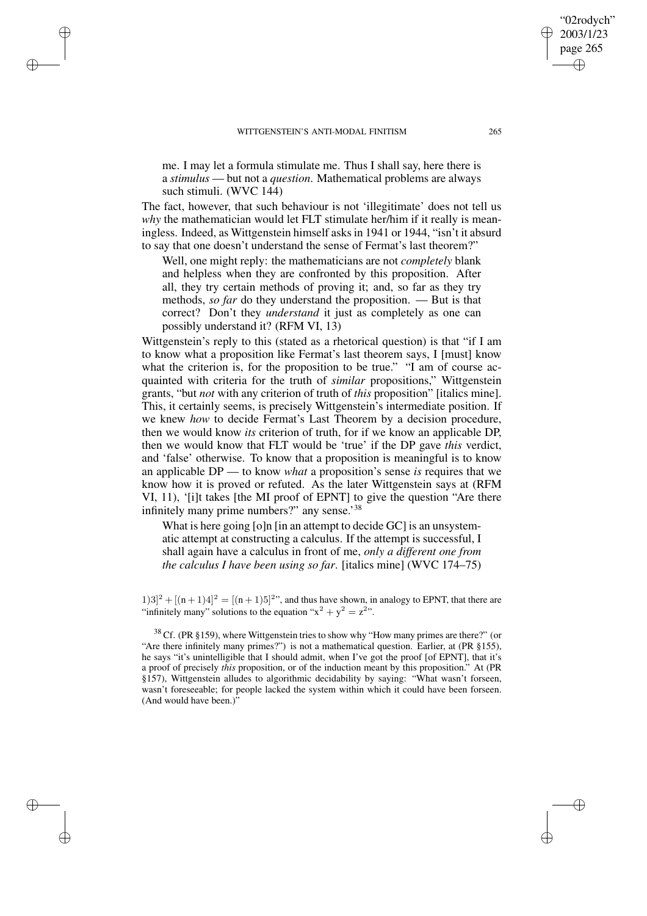me. I may let a formula stimulate me. Thus I shall say, here there is a *stimulus* — but not a *question*. Mathematical problems are always such stimuli. (WVC 144)

The fact, however, that such behaviour is not 'illegitimate' does not tell us *why* the mathematician would let FLT stimulate her/him if it really is meaningless. Indeed, as Wittgenstein himself asks in 1941 or 1944, "isn't it absurd to say that one doesn't understand the sense of Fermat's last theorem?"

> Well, one might reply: the mathematicians are not *completely* blank and helpless when they are confronted by this proposition. After all, they try certain methods of proving it; and, so far as they try methods, *so far* do they understand the proposition. — But is that correct? Don't they *understand* it just as completely as one can possibly understand it? (RFM VI, 13)

Wittgenstein's reply to this (stated as a rhetorical question) is that "if I am to know what a proposition like Fermat's last theorem says, I [must] know what the criterion is, for the proposition to be true." "I am of course acquainted with criteria for the truth of *similar* propositions," Wittgenstein grants, "but *not* with any criterion of truth of *this* proposition" [italics mine]. This, it certainly seems, is precisely Wittgenstein's intermediate position. If we knew *how* to decide Fermat's Last Theorem by a decision procedure, then we would know *its* criterion of truth, for if we know an applicable DP, then we would know that FLT would be 'true' if the DP gave *this* verdict, and 'false' otherwise. To know that a proposition is meaningful is to know an applicable DP — to know *what* a proposition's sense *is* requires that we know how it is proved or refuted. As the later Wittgenstein says at (RFM VI, 11), '[i]t takes [the MI proof of EPNT] to give the question "Are there infinitely many prime numbers?" any sense.'[38]

> What is here going [o]n [in an attempt to decide GC] is an unsystematic attempt at constructing a calculus. If the attempt is successful, I shall again have a calculus in front of me, *only a different one from the calculus I have been using so far*. [italics mine] (WVC 174–75)

---

$1)3]^2 + [(n+1)4]^2 = [(n+1)5]^2$", and thus have shown, in analogy to EPNT, that there are "infinitely many" solutions to the equation "$x^2 + y^2 = z^2$".

[38] Cf. (PR §159), where Wittgenstein tries to show why "How many primes are there?" (or "Are there infinitely many primes?") is not a mathematical question. Earlier, at (PR §155), he says "it's unintelligible that I should admit, when I've got the proof [of EPNT], that it's a proof of precisely *this* proposition, or of the induction meant by this proposition." At (PR §157), Wittgenstein alludes to algorithmic decidability by saying: "What wasn't forseen, wasn't foreseeable; for people lacked the system within which it could have been forseen. (And would have been.)"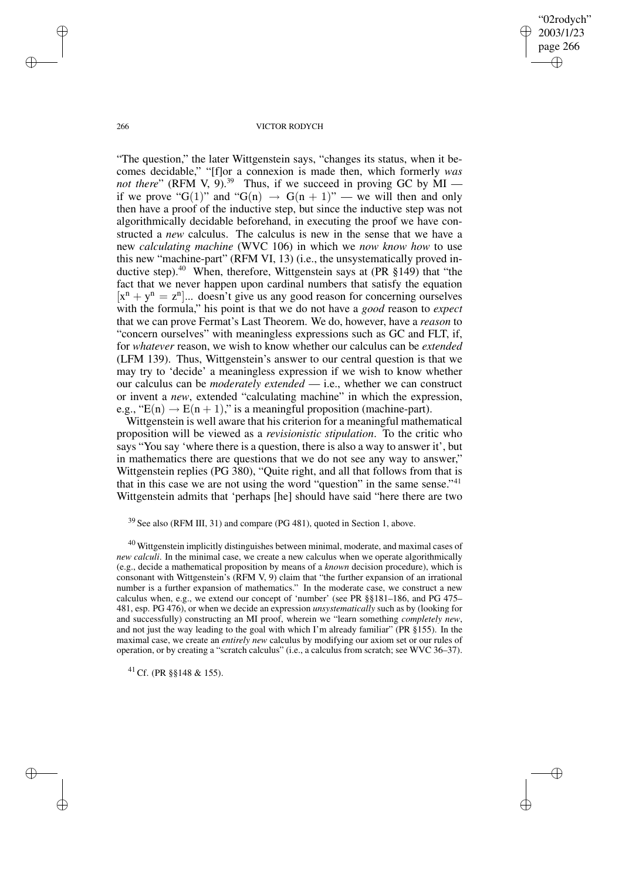"The question," the later Wittgenstein says, "changes its status, when it becomes decidable," "[f]or a connexion is made then, which formerly *was not there*" (RFM V, 9).[39] Thus, if we succeed in proving GC by MI — if we prove "G(1)" and "$G(n) \rightarrow G(n+1)$" — we will then and only then have a proof of the inductive step, but since the inductive step was not algorithmically decidable beforehand, in executing the proof we have constructed a *new* calculus. The calculus is new in the sense that we have a new *calculating machine* (WVC 106) in which we *now know how* to use this new "machine-part" (RFM VI, 13) (i.e., the unsystematically proved inductive step).[40] When, therefore, Wittgenstein says at (PR §149) that "the fact that we never happen upon cardinal numbers that satisfy the equation [$x^n + y^n = z^n$]... doesn't give us any good reason for concerning ourselves with the formula," his point is that we do not have a *good* reason to *expect* that we can prove Fermat's Last Theorem. We do, however, have a *reason* to "concern ourselves" with meaningless expressions such as GC and FLT, if, for *whatever* reason, we wish to know whether our calculus can be *extended* (LFM 139). Thus, Wittgenstein's answer to our central question is that we may try to 'decide' a meaningless expression if we wish to know whether our calculus can be *moderately extended* — i.e., whether we can construct or invent a *new*, extended "calculating machine" in which the expression, e.g., "$E(n) \rightarrow E(n+1)$," is a meaningful proposition (machine-part).

Wittgenstein is well aware that his criterion for a meaningful mathematical proposition will be viewed as a *revisionistic stipulation*. To the critic who says "You say 'where there is a question, there is also a way to answer it', but in mathematics there are questions that we do not see any way to answer," Wittgenstein replies (PG 380), "Quite right, and all that follows from that is that in this case we are not using the word "question" in the same sense."[41] Wittgenstein admits that 'perhaps [he] should have said "here there are two

[39] See also (RFM III, 31) and compare (PG 481), quoted in Section 1, above.

[40] Wittgenstein implicitly distinguishes between minimal, moderate, and maximal cases of *new calculi*. In the minimal case, we create a new calculus when we operate algorithmically (e.g., decide a mathematical proposition by means of a *known* decision procedure), which is consonant with Wittgenstein's (RFM V, 9) claim that "the further expansion of an irrational number is a further expansion of mathematics." In the moderate case, we construct a new calculus when, e.g., we extend our concept of 'number' (see PR §§181–186, and PG 475–481, esp. PG 476), or when we decide an expression *unsystematically* such as by (looking for and successfully) constructing an MI proof, wherein we "learn something *completely new*, and not just the way leading to the goal with which I'm already familiar" (PR §155). In the maximal case, we create an *entirely new* calculus by modifying our axiom set or our rules of operation, or by creating a "scratch calculus" (i.e., a calculus from scratch; see WVC 36–37).

[41] Cf. (PR §§148 & 155).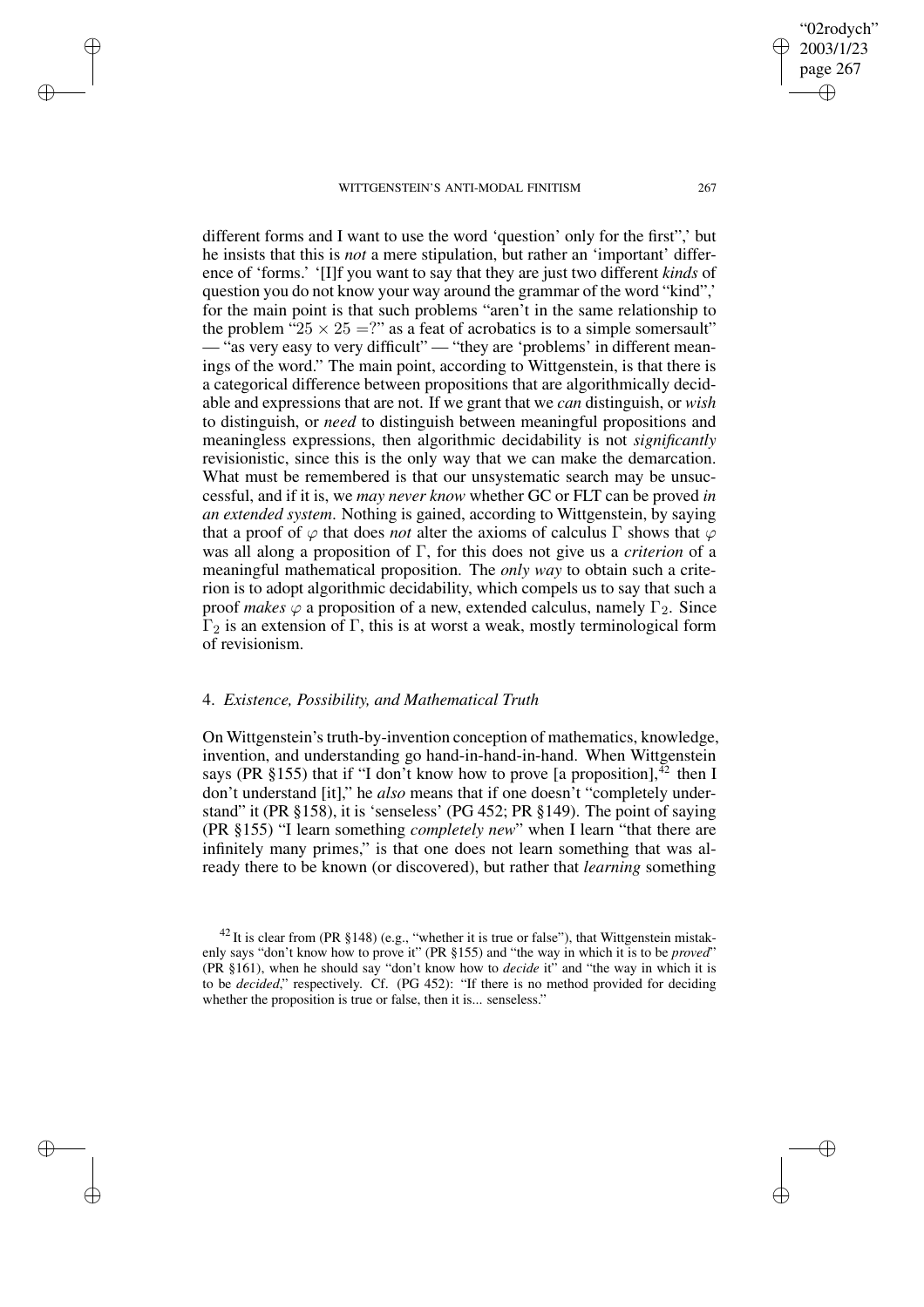different forms and I want to use the word 'question' only for the first",' but he insists that this is *not* a mere stipulation, but rather an 'important' difference of 'forms.' '[I]f you want to say that they are just two different *kinds* of question you do not know your way around the grammar of the word "kind",' for the main point is that such problems "aren't in the same relationship to the problem "$25 \times 25 = ?$" as a feat of acrobatics is to a simple somersault" — "as very easy to very difficult" — "they are 'problems' in different meanings of the word." The main point, according to Wittgenstein, is that there is a categorical difference between propositions that are algorithmically decidable and expressions that are not. If we grant that we *can* distinguish, or *wish* to distinguish, or *need* to distinguish between meaningful propositions and meaningless expressions, then algorithmic decidability is not *significantly* revisionistic, since this is the only way that we can make the demarcation. What must be remembered is that our unsystematic search may be unsuccessful, and if it is, we *may never know* whether GC or FLT can be proved *in an extended system*. Nothing is gained, according to Wittgenstein, by saying that a proof of $\varphi$ that does *not* alter the axioms of calculus $\Gamma$ shows that $\varphi$ was all along a proposition of $\Gamma$, for this does not give us a *criterion* of a meaningful mathematical proposition. The *only way* to obtain such a criterion is to adopt algorithmic decidability, which compels us to say that such a proof *makes* $\varphi$ a proposition of a new, extended calculus, namely $\Gamma_2$. Since $\Gamma_2$ is an extension of $\Gamma$, this is at worst a weak, mostly terminological form of revisionism.

## 4. *Existence, Possibility, and Mathematical Truth*

On Wittgenstein's truth-by-invention conception of mathematics, knowledge, invention, and understanding go hand-in-hand-in-hand. When Wittgenstein says (PR §155) that if "I don't know how to prove [a proposition],[42] then I don't understand [it]," he *also* means that if one doesn't "completely understand" it (PR §158), it is 'senseless' (PG 452; PR §149). The point of saying (PR §155) "I learn something *completely new*" when I learn "that there are infinitely many primes," is that one does not learn something that was already there to be known (or discovered), but rather that *learning* something

[42] It is clear from (PR §148) (e.g., "whether it is true or false"), that Wittgenstein mistakenly says "don't know how to prove it" (PR §155) and "the way in which it is to be *proved*" (PR §161), when he should say "don't know how to *decide* it" and "the way in which it is to be *decided*," respectively. Cf. (PG 452): "If there is no method provided for deciding whether the proposition is true or false, then it is... senseless."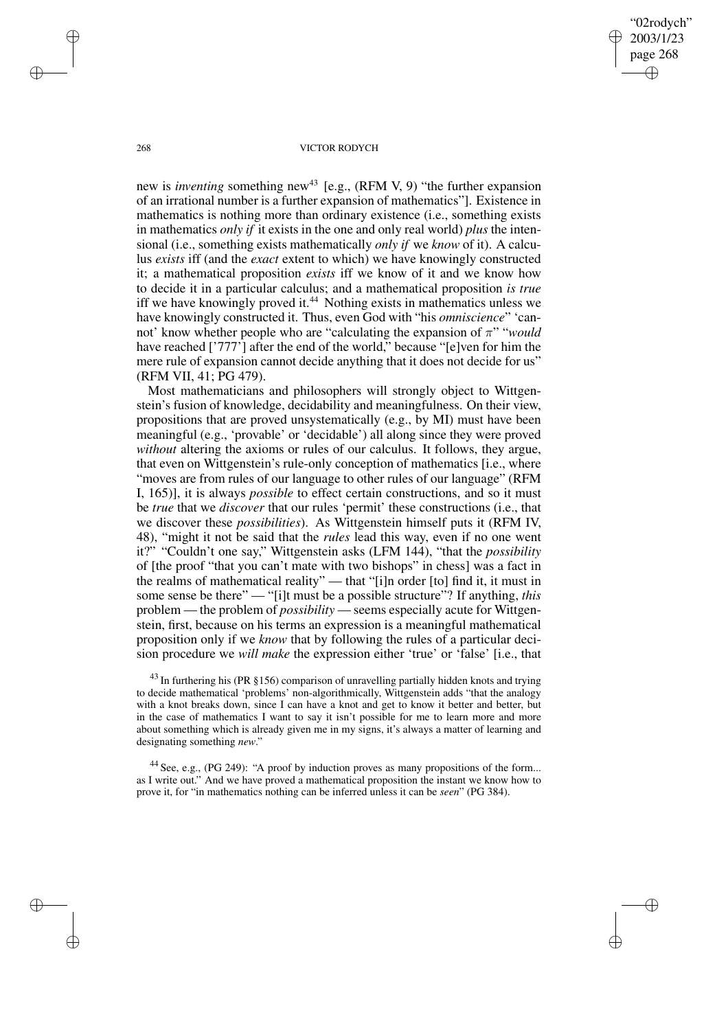new is *inventing* something new[43] [e.g., (RFM V, 9) "the further expansion of an irrational number is a further expansion of mathematics"]. Existence in mathematics is nothing more than ordinary existence (i.e., something exists in mathematics *only if* it exists in the one and only real world) *plus* the intensional (i.e., something exists mathematically *only if* we *know* of it). A calculus *exists* iff (and the *exact* extent to which) we have knowingly constructed it; a mathematical proposition *exists* iff we know of it and we know how to decide it in a particular calculus; and a mathematical proposition *is true* iff we have knowingly proved it.[44] Nothing exists in mathematics unless we have knowingly constructed it. Thus, even God with "his *omniscience*" 'cannot' know whether people who are "calculating the expansion of $\pi$" "*would* have reached ['777'] after the end of the world," because "[e]ven for him the mere rule of expansion cannot decide anything that it does not decide for us" (RFM VII, 41; PG 479).

Most mathematicians and philosophers will strongly object to Wittgenstein's fusion of knowledge, decidability and meaningfulness. On their view, propositions that are proved unsystematically (e.g., by MI) must have been meaningful (e.g., 'provable' or 'decidable') all along since they were proved *without* altering the axioms or rules of our calculus. It follows, they argue, that even on Wittgenstein's rule-only conception of mathematics [i.e., where "moves are from rules of our language to other rules of our language" (RFM I, 165)], it is always *possible* to effect certain constructions, and so it must be *true* that we *discover* that our rules 'permit' these constructions (i.e., that we discover these *possibilities*). As Wittgenstein himself puts it (RFM IV, 48), "might it not be said that the *rules* lead this way, even if no one went it?" "Couldn't one say," Wittgenstein asks (LFM 144), "that the *possibility* of [the proof "that you can't mate with two bishops" in chess] was a fact in the realms of mathematical reality" — that "[i]n order [to] find it, it must in some sense be there" — "[i]t must be a possible structure"? If anything, *this* problem — the problem of *possibility* — seems especially acute for Wittgenstein, first, because on his terms an expression is a meaningful mathematical proposition only if we *know* that by following the rules of a particular decision procedure we *will make* the expression either 'true' or 'false' [i.e., that

[43] In furthering his (PR §156) comparison of unravelling partially hidden knots and trying to decide mathematical 'problems' non-algorithmically, Wittgenstein adds "that the analogy with a knot breaks down, since I can have a knot and get to know it better and better, but in the case of mathematics I want to say it isn't possible for me to learn more and more about something which is already given me in my signs, it's always a matter of learning and designating something *new*."

[44] See, e.g., (PG 249): "A proof by induction proves as many propositions of the form... as I write out." And we have proved a mathematical proposition the instant we know how to prove it, for "in mathematics nothing can be inferred unless it can be *seen*" (PG 384).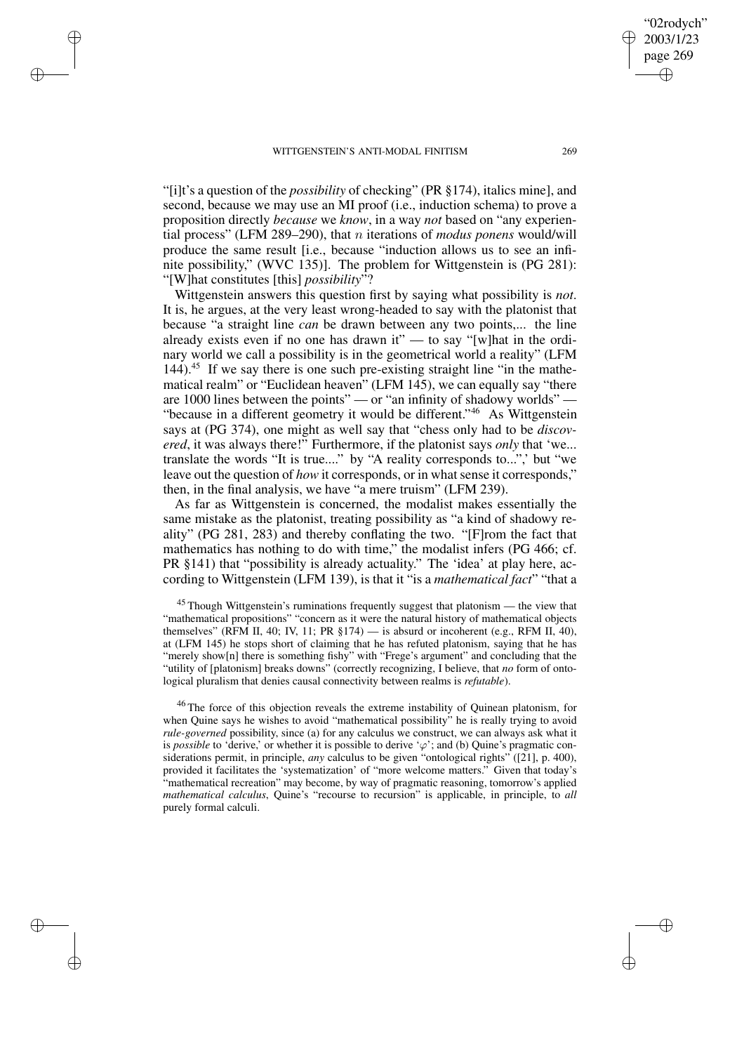"[i]t's a question of the *possibility* of checking" (PR §174), italics mine], and second, because we may use an MI proof (i.e., induction schema) to prove a proposition directly *because* we *know*, in a way *not* based on "any experiential process" (LFM 289–290), that $n$ iterations of *modus ponens* would/will produce the same result [i.e., because "induction allows us to see an infinite possibility," (WVC 135)]. The problem for Wittgenstein is (PG 281): "[W]hat constitutes [this] *possibility*"?

Wittgenstein answers this question first by saying what possibility is *not*. It is, he argues, at the very least wrong-headed to say with the platonist that because "a straight line *can* be drawn between any two points,... the line already exists even if no one has drawn it" — to say "[w]hat in the ordinary world we call a possibility is in the geometrical world a reality" (LFM 144).[45] If we say there is one such pre-existing straight line "in the mathematical realm" or "Euclidean heaven" (LFM 145), we can equally say "there are 1000 lines between the points" — or "an infinity of shadowy worlds" — "because in a different geometry it would be different."[46] As Wittgenstein says at (PG 374), one might as well say that "chess only had to be *discovered*, it was always there!" Furthermore, if the platonist says *only* that 'we... translate the words "It is true...." by "A reality corresponds to...",' but "we leave out the question of *how* it corresponds, or in what sense it corresponds," then, in the final analysis, we have "a mere truism" (LFM 239).

As far as Wittgenstein is concerned, the modalist makes essentially the same mistake as the platonist, treating possibility as "a kind of shadowy reality" (PG 281, 283) and thereby conflating the two. "[F]rom the fact that mathematics has nothing to do with time," the modalist infers (PG 466; cf. PR §141) that "possibility is already actuality." The 'idea' at play here, according to Wittgenstein (LFM 139), is that it "is a *mathematical fact*" "that a

[45] Though Wittgenstein's ruminations frequently suggest that platonism — the view that "mathematical propositions" "concern as it were the natural history of mathematical objects themselves" (RFM II, 40; IV, 11; PR §174) — is absurd or incoherent (e.g., RFM II, 40), at (LFM 145) he stops short of claiming that he has refuted platonism, saying that he has "merely show[n] there is something fishy" with "Frege's argument" and concluding that the "utility of [platonism] breaks downs" (correctly recognizing, I believe, that *no* form of ontological pluralism that denies causal connectivity between realms is *refutable*).

[46] The force of this objection reveals the extreme instability of Quinean platonism, for when Quine says he wishes to avoid "mathematical possibility" he is really trying to avoid *rule-governed* possibility, since (a) for any calculus we construct, we can always ask what it is *possible* to 'derive,' or whether it is possible to derive '$\varphi$'; and (b) Quine's pragmatic considerations permit, in principle, *any* calculus to be given "ontological rights" ([21], p. 400), provided it facilitates the 'systematization' of "more welcome matters." Given that today's "mathematical recreation" may become, by way of pragmatic reasoning, tomorrow's applied *mathematical calculus*, Quine's "recourse to recursion" is applicable, in principle, to *all* purely formal calculi.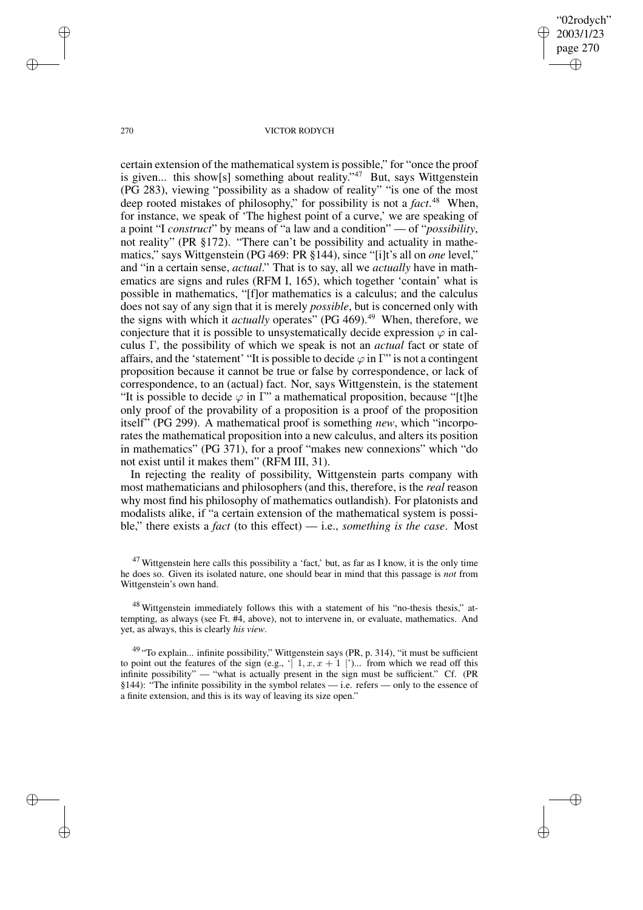certain extension of the mathematical system is possible," for "once the proof is given... this show[s] something about reality."[47] But, says Wittgenstein (PG 283), viewing "possibility as a shadow of reality" "is one of the most deep rooted mistakes of philosophy," for possibility is not a *fact*.[48] When, for instance, we speak of 'The highest point of a curve,' we are speaking of a point "I *construct*" by means of "a law and a condition" — of "*possibility*, not reality" (PR §172). "There can't be possibility and actuality in mathematics," says Wittgenstein (PG 469: PR §144), since "[i]t's all on *one* level," and "in a certain sense, *actual*." That is to say, all we *actually* have in mathematics are signs and rules (RFM I, 165), which together 'contain' what is possible in mathematics, "[f]or mathematics is a calculus; and the calculus does not say of any sign that it is merely *possible*, but is concerned only with the signs with which it *actually* operates" (PG 469).[49] When, therefore, we conjecture that it is possible to unsystematically decide expression $\varphi$ in calculus $\Gamma$, the possibility of which we speak is not an *actual* fact or state of affairs, and the 'statement' "It is possible to decide $\varphi$ in $\Gamma$" is not a contingent proposition because it cannot be true or false by correspondence, or lack of correspondence, to an (actual) fact. Nor, says Wittgenstein, is the statement "It is possible to decide $\varphi$ in $\Gamma$" a mathematical proposition, because "[t]he only proof of the provability of a proposition is a proof of the proposition itself" (PG 299). A mathematical proof is something *new*, which "incorporates the mathematical proposition into a new calculus, and alters its position in mathematics" (PG 371), for a proof "makes new connexions" which "do not exist until it makes them" (RFM III, 31).

In rejecting the reality of possibility, Wittgenstein parts company with most mathematicians and philosophers (and this, therefore, is the *real* reason why most find his philosophy of mathematics outlandish). For platonists and modalists alike, if "a certain extension of the mathematical system is possible," there exists a *fact* (to this effect) — i.e., *something is the case*. Most

---

[47] Wittgenstein here calls this possibility a 'fact,' but, as far as I know, it is the only time he does so. Given its isolated nature, one should bear in mind that this passage is *not* from Wittgenstein's own hand.

[48] Wittgenstein immediately follows this with a statement of his "no-thesis thesis," attempting, as always (see Ft. #4, above), not to intervene in, or evaluate, mathematics. And yet, as always, this is clearly *his view*.

[49] "To explain... infinite possibility," Wittgenstein says (PR, p. 314), "it must be sufficient to point out the features of the sign (e.g., '$|\ 1, x, x+1\ |$')... from which we read off this infinite possibility" — "what is actually present in the sign must be sufficient." Cf. (PR §144): "The infinite possibility in the symbol relates — i.e. refers — only to the essence of a finite extension, and this is its way of leaving its size open."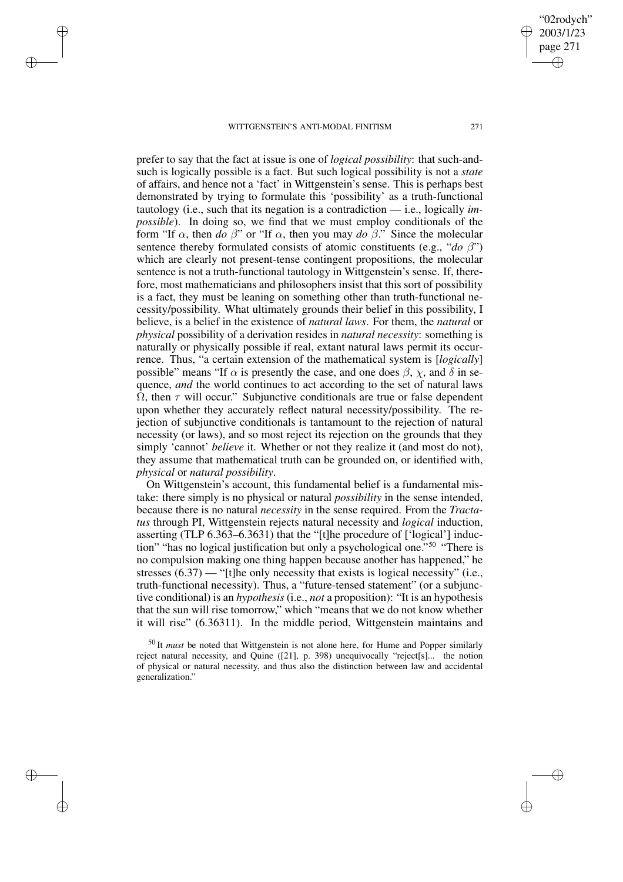prefer to say that the fact at issue is one of *logical possibility*: that such-and-such is logically possible is a fact. But such logical possibility is not a *state* of affairs, and hence not a 'fact' in Wittgenstein's sense. This is perhaps best demonstrated by trying to formulate this 'possibility' as a truth-functional tautology (i.e., such that its negation is a contradiction — i.e., logically *impossible*). In doing so, we find that we must employ conditionals of the form "If $\alpha$, then *do* $\beta$" or "If $\alpha$, then you may *do* $\beta$." Since the molecular sentence thereby formulated consists of atomic constituents (e.g., "*do* $\beta$") which are clearly not present-tense contingent propositions, the molecular sentence is not a truth-functional tautology in Wittgenstein's sense. If, therefore, most mathematicians and philosophers insist that this sort of possibility is a fact, they must be leaning on something other than truth-functional necessity/possibility. What ultimately grounds their belief in this possibility, I believe, is a belief in the existence of *natural laws*. For them, the *natural* or *physical* possibility of a derivation resides in *natural necessity*: something is naturally or physically possible if real, extant natural laws permit its occurrence. Thus, "a certain extension of the mathematical system is [*logically*] possible" means "If $\alpha$ is presently the case, and one does $\beta$, $\chi$, and $\delta$ in sequence, *and* the world continues to act according to the set of natural laws $\Omega$, then $\tau$ will occur." Subjunctive conditionals are true or false dependent upon whether they accurately reflect natural necessity/possibility. The rejection of subjunctive conditionals is tantamount to the rejection of natural necessity (or laws), and so most reject its rejection on the grounds that they simply 'cannot' *believe* it. Whether or not they realize it (and most do not), they assume that mathematical truth can be grounded on, or identified with, *physical* or *natural possibility*.

On Wittgenstein's account, this fundamental belief is a fundamental mistake: there simply is no physical or natural *possibility* in the sense intended, because there is no natural *necessity* in the sense required. From the *Tractatus* through PI, Wittgenstein rejects natural necessity and *logical* induction, asserting (TLP 6.363–6.3631) that the "[t]he procedure of ['logical'] induction" "has no logical justification but only a psychological one."[50] "There is no compulsion making one thing happen because another has happened," he stresses (6.37) — "[t]he only necessity that exists is logical necessity" (i.e., truth-functional necessity). Thus, a "future-tensed statement" (or a subjunctive conditional) is an *hypothesis* (i.e., *not* a proposition): "It is an hypothesis that the sun will rise tomorrow," which "means that we do not know whether it will rise" (6.36311). In the middle period, Wittgenstein maintains and

[50] It *must* be noted that Wittgenstein is not alone here, for Hume and Popper similarly reject natural necessity, and Quine ([21], p. 398) unequivocally "reject[s]... the notion of physical or natural necessity, and thus also the distinction between law and accidental generalization."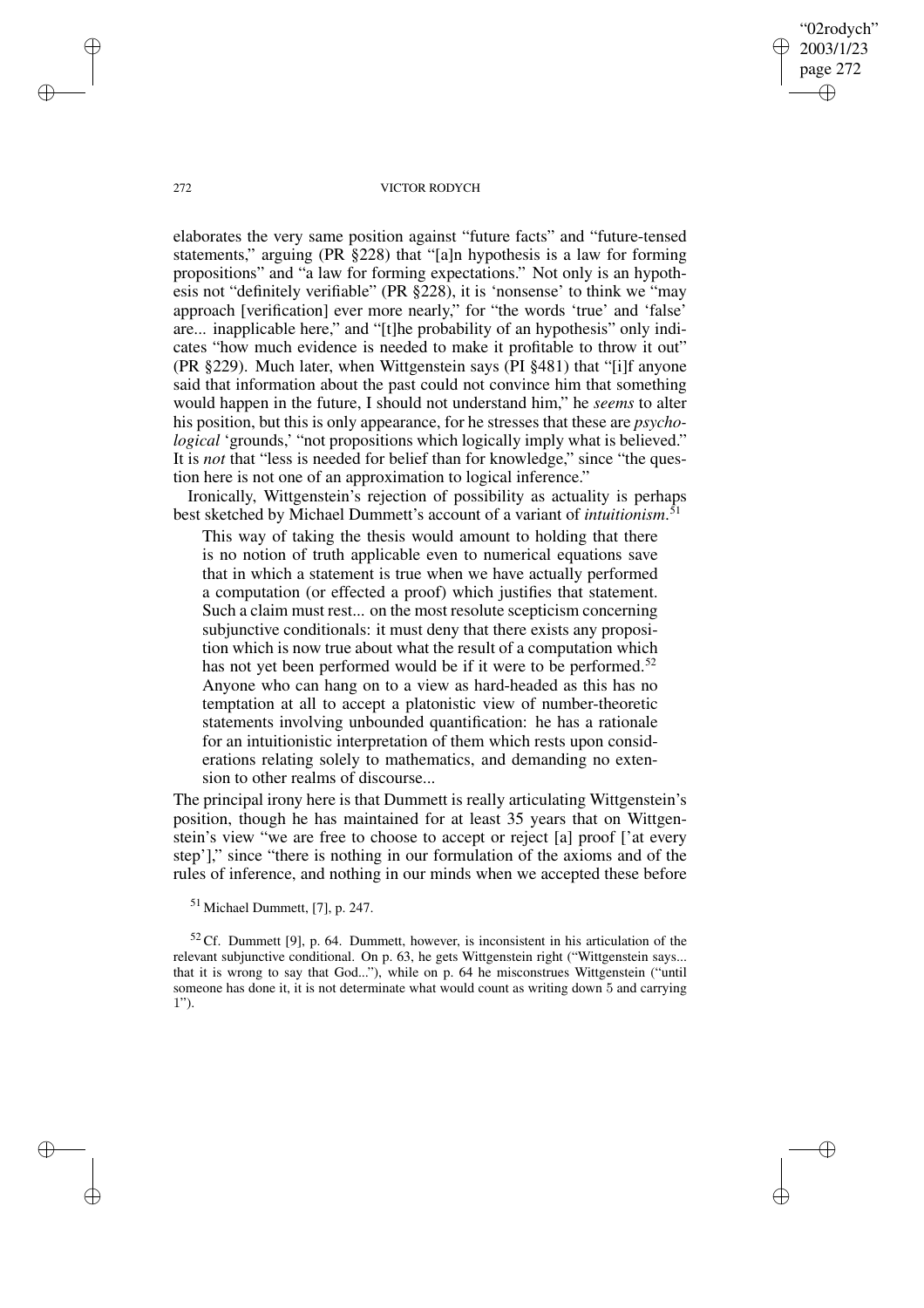elaborates the very same position against "future facts" and "future-tensed statements," arguing (PR §228) that "[a]n hypothesis is a law for forming propositions" and "a law for forming expectations." Not only is an hypothesis not "definitely verifiable" (PR §228), it is 'nonsense' to think we "may approach [verification] ever more nearly," for "the words 'true' and 'false' are... inapplicable here," and "[t]he probability of an hypothesis" only indicates "how much evidence is needed to make it profitable to throw it out" (PR §229). Much later, when Wittgenstein says (PI §481) that "[i]f anyone said that information about the past could not convince him that something would happen in the future, I should not understand him," he *seems* to alter his position, but this is only appearance, for he stresses that these are *psychological* 'grounds,' "not propositions which logically imply what is believed." It is *not* that "less is needed for belief than for knowledge," since "the question here is not one of an approximation to logical inference."

Ironically, Wittgenstein's rejection of possibility as actuality is perhaps best sketched by Michael Dummett's account of a variant of *intuitionism*.[51]

> This way of taking the thesis would amount to holding that there is no notion of truth applicable even to numerical equations save that in which a statement is true when we have actually performed a computation (or effected a proof) which justifies that statement. Such a claim must rest... on the most resolute scepticism concerning subjunctive conditionals: it must deny that there exists any proposition which is now true about what the result of a computation which has not yet been performed would be if it were to be performed.[52] Anyone who can hang on to a view as hard-headed as this has no temptation at all to accept a platonistic view of number-theoretic statements involving unbounded quantification: he has a rationale for an intuitionistic interpretation of them which rests upon considerations relating solely to mathematics, and demanding no extension to other realms of discourse...

The principal irony here is that Dummett is really articulating Wittgenstein's position, though he has maintained for at least 35 years that on Wittgenstein's view "we are free to choose to accept or reject [a] proof ['at every step']," since "there is nothing in our formulation of the axioms and of the rules of inference, and nothing in our minds when we accepted these before

[51] Michael Dummett, [7], p. 247.

[52] Cf. Dummett [9], p. 64. Dummett, however, is inconsistent in his articulation of the relevant subjunctive conditional. On p. 63, he gets Wittgenstein right ("Wittgenstein says... that it is wrong to say that God..."), while on p. 64 he misconstrues Wittgenstein ("until someone has done it, it is not determinate what would count as writing down 5 and carrying 1").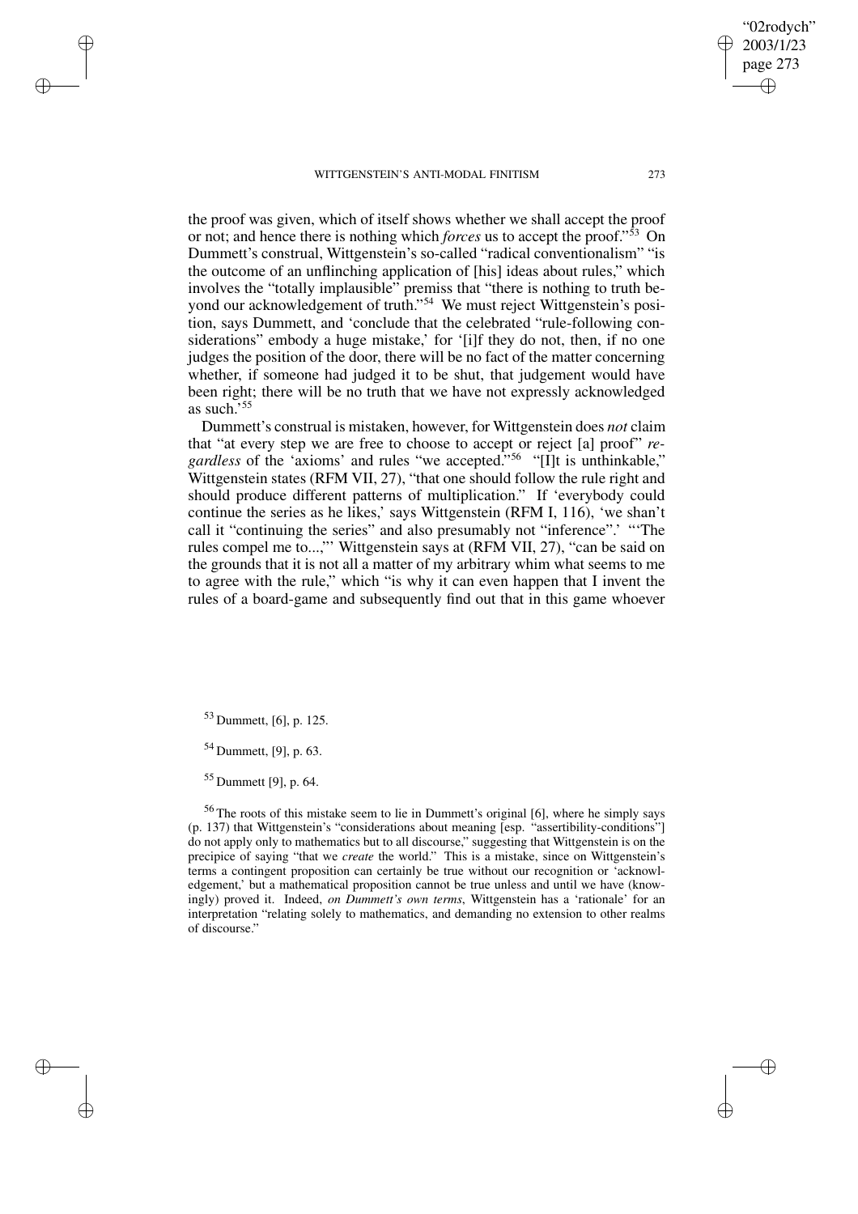the proof was given, which of itself shows whether we shall accept the proof or not; and hence there is nothing which *forces* us to accept the proof."[53] On Dummett's construal, Wittgenstein's so-called "radical conventionalism" "is the outcome of an unflinching application of [his] ideas about rules," which involves the "totally implausible" premiss that "there is nothing to truth beyond our acknowledgement of truth."[54] We must reject Wittgenstein's position, says Dummett, and 'conclude that the celebrated "rule-following considerations" embody a huge mistake,' for '[i]f they do not, then, if no one judges the position of the door, there will be no fact of the matter concerning whether, if someone had judged it to be shut, that judgement would have been right; there will be no truth that we have not expressly acknowledged as such.'[55]

Dummett's construal is mistaken, however, for Wittgenstein does *not* claim that "at every step we are free to choose to accept or reject [a] proof" *regardless* of the 'axioms' and rules "we accepted."[56] "[I]t is unthinkable," Wittgenstein states (RFM VII, 27), "that one should follow the rule right and should produce different patterns of multiplication." If 'everybody could continue the series as he likes,' says Wittgenstein (RFM I, 116), 'we shan't call it "continuing the series" and also presumably not "inference".' "'The rules compel me to...,"' Wittgenstein says at (RFM VII, 27), "can be said on the grounds that it is not all a matter of my arbitrary whim what seems to me to agree with the rule," which "is why it can even happen that I invent the rules of a board-game and subsequently find out that in this game whoever

[53] Dummett, [6], p. 125.

[54] Dummett, [9], p. 63.

[55] Dummett [9], p. 64.

[56] The roots of this mistake seem to lie in Dummett's original [6], where he simply says (p. 137) that Wittgenstein's "considerations about meaning [esp. "assertibility-conditions"] do not apply only to mathematics but to all discourse," suggesting that Wittgenstein is on the precipice of saying "that we *create* the world." This is a mistake, since on Wittgenstein's terms a contingent proposition can certainly be true without our recognition or 'acknowledgement,' but a mathematical proposition cannot be true unless and until we have (knowingly) proved it. Indeed, *on Dummett's own terms*, Wittgenstein has a 'rationale' for an interpretation "relating solely to mathematics, and demanding no extension to other realms of discourse."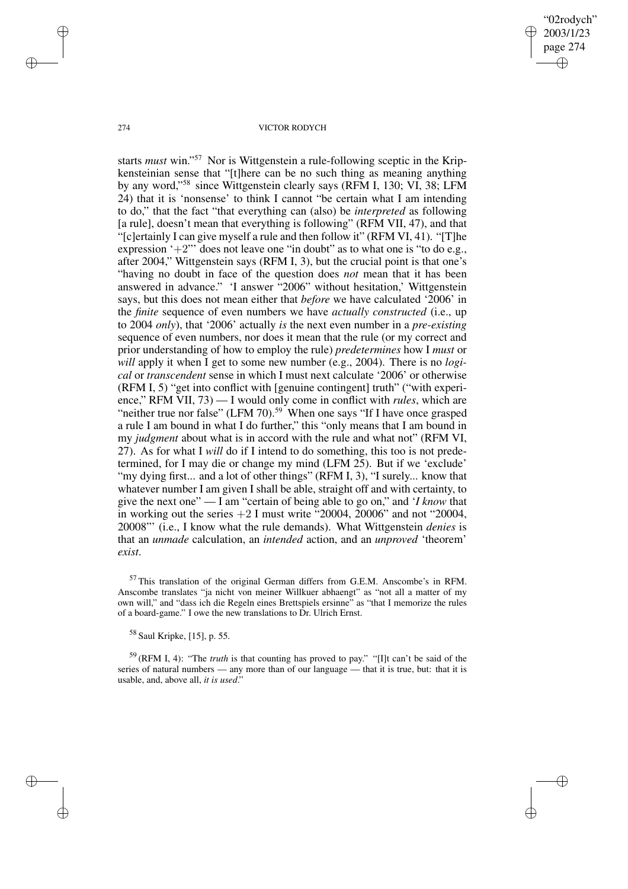starts *must* win."[57] Nor is Wittgenstein a rule-following sceptic in the Kripkensteinian sense that "[t]here can be no such thing as meaning anything by any word,"[58] since Wittgenstein clearly says (RFM I, 130; VI, 38; LFM 24) that it is 'nonsense' to think I cannot "be certain what I am intending to do," that the fact "that everything can (also) be *interpreted* as following [a rule], doesn't mean that everything is following" (RFM VII, 47), and that "[c]ertainly I can give myself a rule and then follow it" (RFM VI, 41). "[T]he expression '+2"' does not leave one "in doubt" as to what one is "to do e.g., after 2004," Wittgenstein says (RFM I, 3), but the crucial point is that one's "having no doubt in face of the question does *not* mean that it has been answered in advance." 'I answer "2006" without hesitation,' Wittgenstein says, but this does not mean either that *before* we have calculated '2006' in the *finite* sequence of even numbers we have *actually constructed* (i.e., up to 2004 *only*), that '2006' actually *is* the next even number in a *pre-existing* sequence of even numbers, nor does it mean that the rule (or my correct and prior understanding of how to employ the rule) *predetermines* how I *must* or *will* apply it when I get to some new number (e.g., 2004). There is no *logical* or *transcendent* sense in which I must next calculate '2006' or otherwise (RFM I, 5) "get into conflict with [genuine contingent] truth" ("with experience," RFM VII, 73) — I would only come in conflict with *rules*, which are "neither true nor false" (LFM 70).[59] When one says "If I have once grasped a rule I am bound in what I do further," this "only means that I am bound in my *judgment* about what is in accord with the rule and what not" (RFM VI, 27). As for what I *will* do if I intend to do something, this too is not predetermined, for I may die or change my mind (LFM 25). But if we 'exclude' "my dying first... and a lot of other things" (RFM I, 3), "I surely... know that whatever number I am given I shall be able, straight off and with certainty, to give the next one" — I am "certain of being able to go on," and '*I know* that in working out the series +2 I must write "20004, 20006" and not "20004, 20008"' (i.e., I know what the rule demands). What Wittgenstein *denies* is that an *unmade* calculation, an *intended* action, and an *unproved* 'theorem' *exist*.

[57] This translation of the original German differs from G.E.M. Anscombe's in RFM. Anscombe translates "ja nicht von meiner Willkuer abhaengt" as "not all a matter of my own will," and "dass ich die Regeln eines Brettspiels ersinne" as "that I memorize the rules of a board-game." I owe the new translations to Dr. Ulrich Ernst.

[58] Saul Kripke, [15], p. 55.

[59] (RFM I, 4): "The *truth* is that counting has proved to pay." "[I]t can't be said of the series of natural numbers — any more than of our language — that it is true, but: that it is usable, and, above all, *it is used*."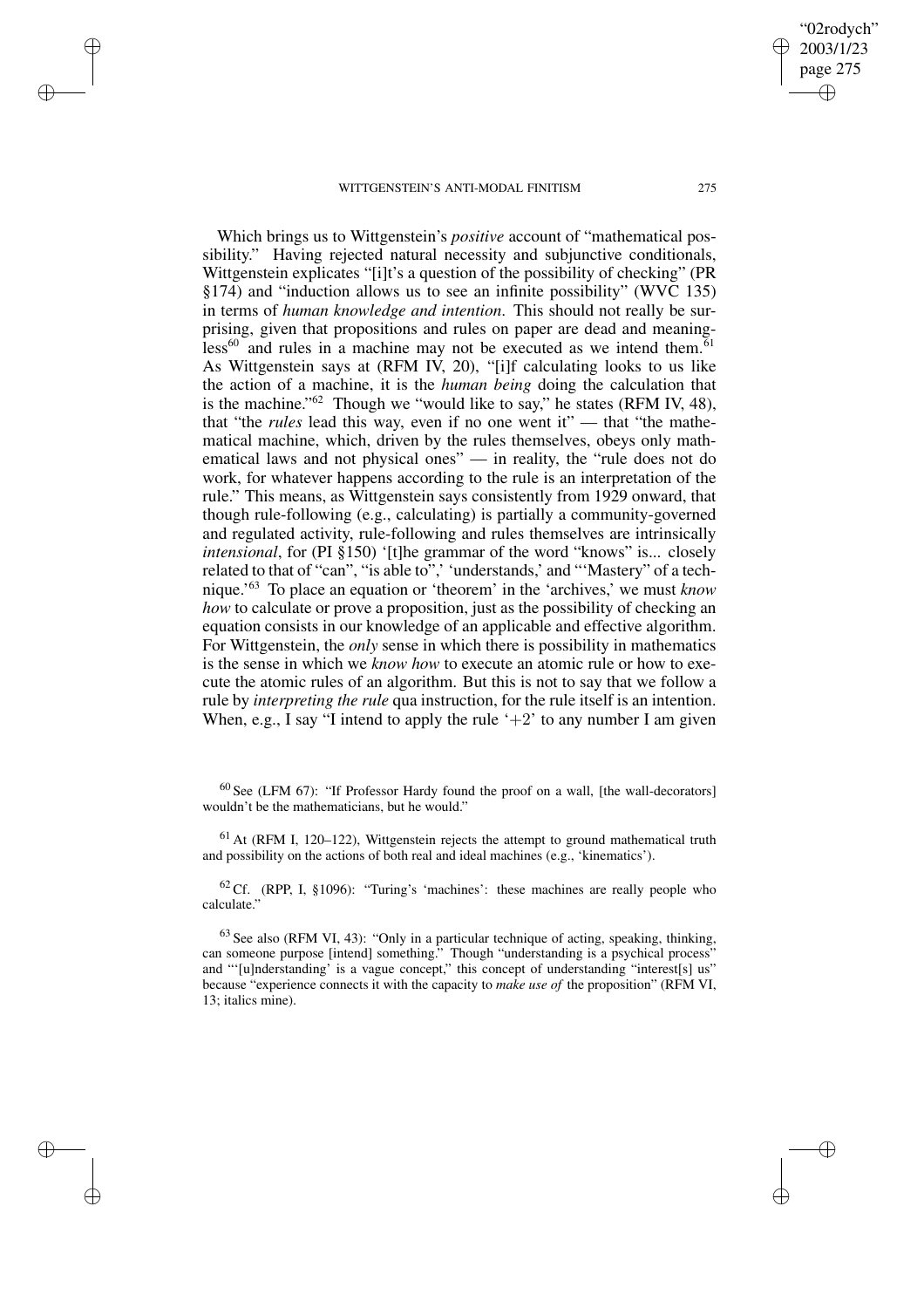Which brings us to Wittgenstein's *positive* account of "mathematical possibility." Having rejected natural necessity and subjunctive conditionals, Wittgenstein explicates "[i]t's a question of the possibility of checking" (PR §174) and "induction allows us to see an infinite possibility" (WVC 135) in terms of *human knowledge and intention*. This should not really be surprising, given that propositions and rules on paper are dead and meaningless[60] and rules in a machine may not be executed as we intend them.[61] As Wittgenstein says at (RFM IV, 20), "[i]f calculating looks to us like the action of a machine, it is the *human being* doing the calculation that is the machine."[62] Though we "would like to say," he states (RFM IV, 48), that "the *rules* lead this way, even if no one went it" — that "the mathematical machine, which, driven by the rules themselves, obeys only mathematical laws and not physical ones" — in reality, the "rule does not do work, for whatever happens according to the rule is an interpretation of the rule." This means, as Wittgenstein says consistently from 1929 onward, that though rule-following (e.g., calculating) is partially a community-governed and regulated activity, rule-following and rules themselves are intrinsically *intensional*, for (PI §150) '[t]he grammar of the word "knows" is... closely related to that of "can", "is able to",' 'understands,' and "'Mastery" of a technique.'[63] To place an equation or 'theorem' in the 'archives,' we must *know how* to calculate or prove a proposition, just as the possibility of checking an equation consists in our knowledge of an applicable and effective algorithm. For Wittgenstein, the *only* sense in which there is possibility in mathematics is the sense in which we *know how* to execute an atomic rule or how to execute the atomic rules of an algorithm. But this is not to say that we follow a rule by *interpreting the rule* qua instruction, for the rule itself is an intention. When, e.g., I say "I intend to apply the rule '+2' to any number I am given

[60] See (LFM 67): "If Professor Hardy found the proof on a wall, [the wall-decorators] wouldn't be the mathematicians, but he would."

[61] At (RFM I, 120–122), Wittgenstein rejects the attempt to ground mathematical truth and possibility on the actions of both real and ideal machines (e.g., 'kinematics').

[62] Cf. (RPP, I, §1096): "Turing's 'machines': these machines are really people who calculate."

[63] See also (RFM VI, 43): "Only in a particular technique of acting, speaking, thinking, can someone purpose [intend] something." Though "understanding is a psychical process" and "'[u]nderstanding' is a vague concept," this concept of understanding "interest[s] us" because "experience connects it with the capacity to *make use of* the proposition" (RFM VI, 13; italics mine).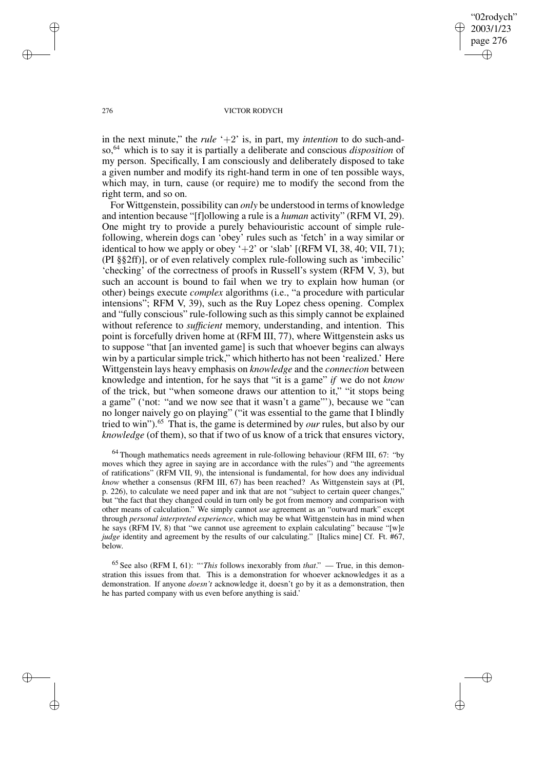in the next minute," the *rule* '+2' is, in part, my *intention* to do such-and-so,[64] which is to say it is partially a deliberate and conscious *disposition* of my person. Specifically, I am consciously and deliberately disposed to take a given number and modify its right-hand term in one of ten possible ways, which may, in turn, cause (or require) me to modify the second from the right term, and so on.

For Wittgenstein, possibility can *only* be understood in terms of knowledge and intention because "[f]ollowing a rule is a *human* activity" (RFM VI, 29). One might try to provide a purely behaviouristic account of simple rule-following, wherein dogs can 'obey' rules such as 'fetch' in a way similar or identical to how we apply or obey '+2' or 'slab' [(RFM VI, 38, 40; VII, 71); (PI §§2ff)], or of even relatively complex rule-following such as 'imbecilic' 'checking' of the correctness of proofs in Russell's system (RFM V, 3), but such an account is bound to fail when we try to explain how human (or other) beings execute *complex* algorithms (i.e., "a procedure with particular intensions"; RFM V, 39), such as the Ruy Lopez chess opening. Complex and "fully conscious" rule-following such as this simply cannot be explained without reference to *sufficient* memory, understanding, and intention. This point is forcefully driven home at (RFM III, 77), where Wittgenstein asks us to suppose "that [an invented game] is such that whoever begins can always win by a particular simple trick," which hitherto has not been 'realized.' Here Wittgenstein lays heavy emphasis on *knowledge* and the *connection* between knowledge and intention, for he says that "it is a game" *if* we do not *know* of the trick, but "when someone draws our attention to it," "it stops being a game" ('not: "and we now see that it wasn't a game"'), because we "can no longer naively go on playing" ("it was essential to the game that I blindly tried to win").[65] That is, the game is determined by *our* rules, but also by our *knowledge* (of them), so that if two of us know of a trick that ensures victory,

[64] Though mathematics needs agreement in rule-following behaviour (RFM III, 67: "by moves which they agree in saying are in accordance with the rules") and "the agreements of ratifications" (RFM VII, 9), the intensional is fundamental, for how does any individual *know* whether a consensus (RFM III, 67) has been reached? As Wittgenstein says at (PI, p. 226), to calculate we need paper and ink that are not "subject to certain queer changes," but "the fact that they changed could in turn only be got from memory and comparison with other means of calculation." We simply cannot *use* agreement as an "outward mark" except through *personal interpreted experience*, which may be what Wittgenstein has in mind when he says (RFM IV, 8) that "we cannot use agreement to explain calculating" because "[w]e *judge* identity and agreement by the results of our calculating." [Italics mine] Cf. Ft. #67, below.

[65] See also (RFM I, 61): "'*This* follows inexorably from *that*.' — True, in this demonstration this issues from that. This is a demonstration for whoever acknowledges it as a demonstration. If anyone *doesn't* acknowledge it, doesn't go by it as a demonstration, then he has parted company with us even before anything is said.'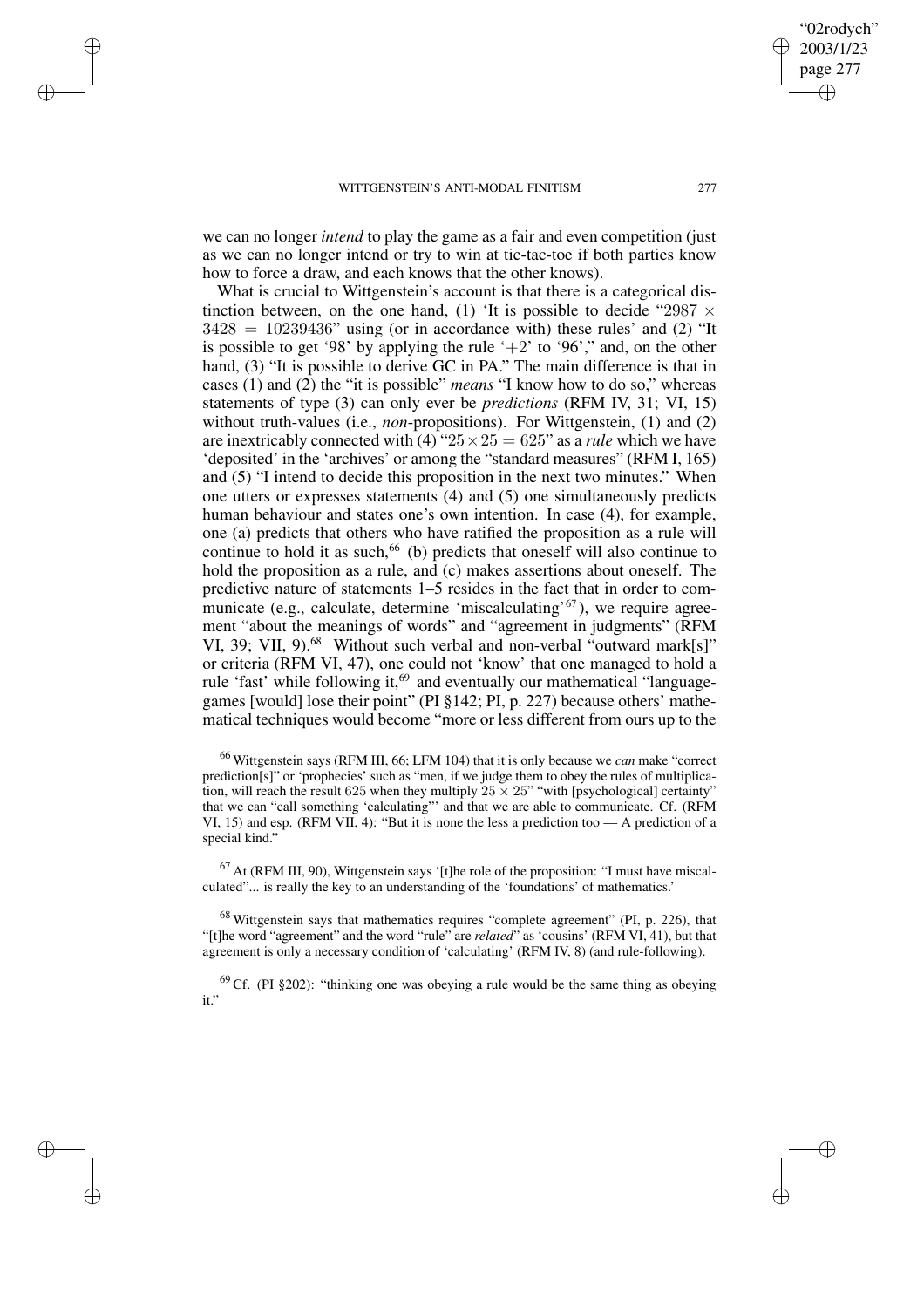we can no longer *intend* to play the game as a fair and even competition (just as we can no longer intend or try to win at tic-tac-toe if both parties know how to force a draw, and each knows that the other knows).

What is crucial to Wittgenstein's account is that there is a categorical distinction between, on the one hand, (1) 'It is possible to decide "$2987 \times 3428 = 10239436$" using (or in accordance with) these rules' and (2) "It is possible to get '98' by applying the rule '+2' to '96'," and, on the other hand, (3) "It is possible to derive GC in PA." The main difference is that in cases (1) and (2) the "it is possible" *means* "I know how to do so," whereas statements of type (3) can only ever be *predictions* (RFM IV, 31; VI, 15) without truth-values (i.e., *non*-propositions). For Wittgenstein, (1) and (2) are inextricably connected with (4) "$25 \times 25 = 625$" as a *rule* which we have 'deposited' in the 'archives' or among the "standard measures" (RFM I, 165) and (5) "I intend to decide this proposition in the next two minutes." When one utters or expresses statements (4) and (5) one simultaneously predicts human behaviour and states one's own intention. In case (4), for example, one (a) predicts that others who have ratified the proposition as a rule will continue to hold it as such,[66] (b) predicts that oneself will also continue to hold the proposition as a rule, and (c) makes assertions about oneself. The predictive nature of statements 1–5 resides in the fact that in order to communicate (e.g., calculate, determine 'miscalculating'[67]), we require agreement "about the meanings of words" and "agreement in judgments" (RFM VI, 39; VII, 9).[68] Without such verbal and non-verbal "outward mark[s]" or criteria (RFM VI, 47), one could not 'know' that one managed to hold a rule 'fast' while following it,[69] and eventually our mathematical "language-games [would] lose their point" (PI §142; PI, p. 227) because others' mathematical techniques would become "more or less different from ours up to the

---

[66] Wittgenstein says (RFM III, 66; LFM 104) that it is only because we *can* make "correct prediction[s]" or 'prophecies' such as "men, if we judge them to obey the rules of multiplication, will reach the result 625 when they multiply $25 \times 25$" "with [psychological] certainty" that we can "call something 'calculating"' and that we are able to communicate. Cf. (RFM VI, 15) and esp. (RFM VII, 4): "But it is none the less a prediction too — A prediction of a special kind."

[67] At (RFM III, 90), Wittgenstein says '[t]he role of the proposition: "I must have miscalculated"... is really the key to an understanding of the 'foundations' of mathematics.'

[68] Wittgenstein says that mathematics requires "complete agreement" (PI, p. 226), that "[t]he word "agreement" and the word "rule" are *related*" as 'cousins' (RFM VI, 41), but that agreement is only a necessary condition of 'calculating' (RFM IV, 8) (and rule-following).

[69] Cf. (PI §202): "thinking one was obeying a rule would be the same thing as obeying it."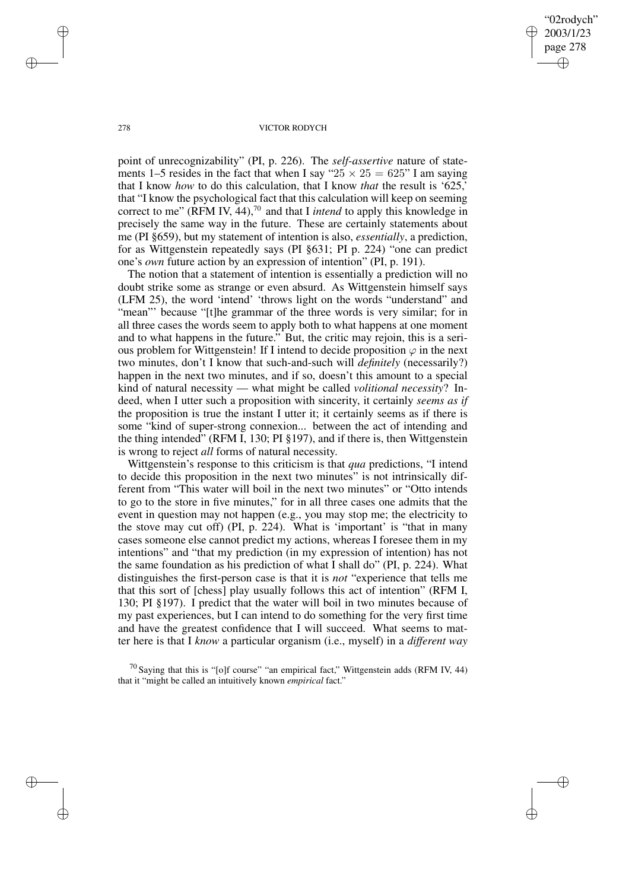point of unrecognizability" (PI, p. 226). The *self-assertive* nature of statements 1–5 resides in the fact that when I say "$25 \times 25 = 625$" I am saying that I know *how* to do this calculation, that I know *that* the result is '625,' that "I know the psychological fact that this calculation will keep on seeming correct to me" (RFM IV, 44),[70] and that I *intend* to apply this knowledge in precisely the same way in the future. These are certainly statements about me (PI §659), but my statement of intention is also, *essentially*, a prediction, for as Wittgenstein repeatedly says (PI §631; PI p. 224) "one can predict one's *own* future action by an expression of intention" (PI, p. 191).

The notion that a statement of intention is essentially a prediction will no doubt strike some as strange or even absurd. As Wittgenstein himself says (LFM 25), the word 'intend' 'throws light on the words "understand" and "mean"' because "[t]he grammar of the three words is very similar; for in all three cases the words seem to apply both to what happens at one moment and to what happens in the future." But, the critic may rejoin, this is a serious problem for Wittgenstein! If I intend to decide proposition $\varphi$ in the next two minutes, don't I know that such-and-such will *definitely* (necessarily?) happen in the next two minutes, and if so, doesn't this amount to a special kind of natural necessity — what might be called *volitional necessity*? Indeed, when I utter such a proposition with sincerity, it certainly *seems as if* the proposition is true the instant I utter it; it certainly seems as if there is some "kind of super-strong connexion... between the act of intending and the thing intended" (RFM I, 130; PI §197), and if there is, then Wittgenstein is wrong to reject *all* forms of natural necessity.

Wittgenstein's response to this criticism is that *qua* predictions, "I intend to decide this proposition in the next two minutes" is not intrinsically different from "This water will boil in the next two minutes" or "Otto intends to go to the store in five minutes," for in all three cases one admits that the event in question may not happen (e.g., you may stop me; the electricity to the stove may cut off) (PI, p. 224). What is 'important' is "that in many cases someone else cannot predict my actions, whereas I foresee them in my intentions" and "that my prediction (in my expression of intention) has not the same foundation as his prediction of what I shall do" (PI, p. 224). What distinguishes the first-person case is that it is *not* "experience that tells me that this sort of [chess] play usually follows this act of intention" (RFM I, 130; PI §197). I predict that the water will boil in two minutes because of my past experiences, but I can intend to do something for the very first time and have the greatest confidence that I will succeed. What seems to matter here is that I *know* a particular organism (i.e., myself) in a *different way*

[70] Saying that this is "[o]f course" "an empirical fact," Wittgenstein adds (RFM IV, 44) that it "might be called an intuitively known *empirical* fact."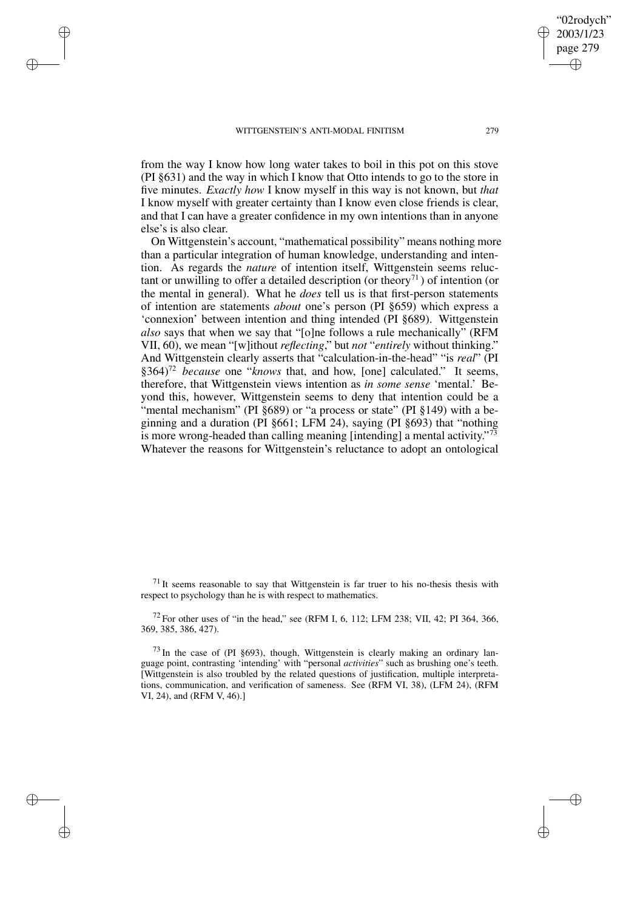from the way I know how long water takes to boil in this pot on this stove (PI §631) and the way in which I know that Otto intends to go to the store in five minutes. *Exactly how* I know myself in this way is not known, but *that* I know myself with greater certainty than I know even close friends is clear, and that I can have a greater confidence in my own intentions than in anyone else's is also clear.

On Wittgenstein's account, "mathematical possibility" means nothing more than a particular integration of human knowledge, understanding and intention. As regards the *nature* of intention itself, Wittgenstein seems reluctant or unwilling to offer a detailed description (or theory[71]) of intention (or the mental in general). What he *does* tell us is that first-person statements of intention are statements *about* one's person (PI §659) which express a 'connexion' between intention and thing intended (PI §689). Wittgenstein *also* says that when we say that "[o]ne follows a rule mechanically" (RFM VII, 60), we mean "[w]ithout *reflecting*," but *not* "*entirely* without thinking." And Wittgenstein clearly asserts that "calculation-in-the-head" "is *real*" (PI §364)[72] *because* one "*knows* that, and how, [one] calculated." It seems, therefore, that Wittgenstein views intention as *in some sense* 'mental.' Beyond this, however, Wittgenstein seems to deny that intention could be a "mental mechanism" (PI §689) or "a process or state" (PI §149) with a beginning and a duration (PI §661; LFM 24), saying (PI §693) that "nothing is more wrong-headed than calling meaning [intending] a mental activity."[73] Whatever the reasons for Wittgenstein's reluctance to adopt an ontological

[71] It seems reasonable to say that Wittgenstein is far truer to his no-thesis thesis with respect to psychology than he is with respect to mathematics.

[72] For other uses of "in the head," see (RFM I, 6, 112; LFM 238; VII, 42; PI 364, 366, 369, 385, 386, 427).

[73] In the case of (PI §693), though, Wittgenstein is clearly making an ordinary language point, contrasting 'intending' with "personal *activities*" such as brushing one's teeth. [Wittgenstein is also troubled by the related questions of justification, multiple interpretations, communication, and verification of sameness. See (RFM VI, 38), (LFM 24), (RFM VI, 24), and (RFM V, 46).]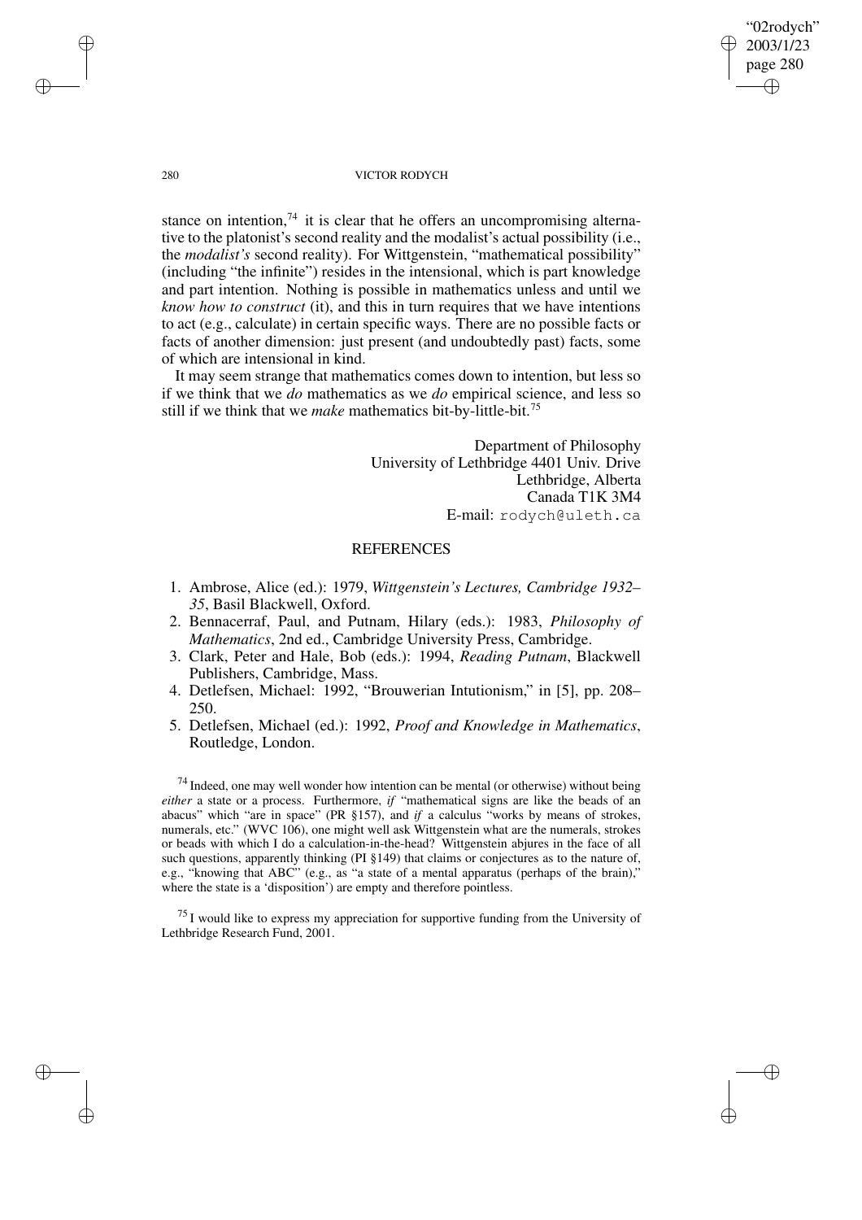stance on intention,[74] it is clear that he offers an uncompromising alternative to the platonist's second reality and the modalist's actual possibility (i.e., the *modalist's* second reality). For Wittgenstein, "mathematical possibility" (including "the infinite") resides in the intensional, which is part knowledge and part intention. Nothing is possible in mathematics unless and until we *know how to construct* (it), and this in turn requires that we have intentions to act (e.g., calculate) in certain specific ways. There are no possible facts or facts of another dimension: just present (and undoubtedly past) facts, some of which are intensional in kind.

It may seem strange that mathematics comes down to intention, but less so if we think that we *do* mathematics as we *do* empirical science, and less so still if we think that we *make* mathematics bit-by-little-bit.[75]

Department of Philosophy
University of Lethbridge 4401 Univ. Drive
Lethbridge, Alberta
Canada T1K 3M4
E-mail: rodych@uleth.ca

## REFERENCES

1. Ambrose, Alice (ed.): 1979, *Wittgenstein's Lectures, Cambridge 1932–35*, Basil Blackwell, Oxford.
2. Bennacerraf, Paul, and Putnam, Hilary (eds.): 1983, *Philosophy of Mathematics*, 2nd ed., Cambridge University Press, Cambridge.
3. Clark, Peter and Hale, Bob (eds.): 1994, *Reading Putnam*, Blackwell Publishers, Cambridge, Mass.
4. Detlefsen, Michael: 1992, "Brouwerian Intutionism," in [5], pp. 208–250.
5. Detlefsen, Michael (ed.): 1992, *Proof and Knowledge in Mathematics*, Routledge, London.

[74] Indeed, one may well wonder how intention can be mental (or otherwise) without being *either* a state or a process. Furthermore, *if* "mathematical signs are like the beads of an abacus" which "are in space" (PR §157), and *if* a calculus "works by means of strokes, numerals, etc." (WVC 106), one might well ask Wittgenstein what are the numerals, strokes or beads with which I do a calculation-in-the-head? Wittgenstein abjures in the face of all such questions, apparently thinking (PI §149) that claims or conjectures as to the nature of, e.g., "knowing that ABC" (e.g., as "a state of a mental apparatus (perhaps of the brain)," where the state is a 'disposition') are empty and therefore pointless.

[75] I would like to express my appreciation for supportive funding from the University of Lethbridge Research Fund, 2001.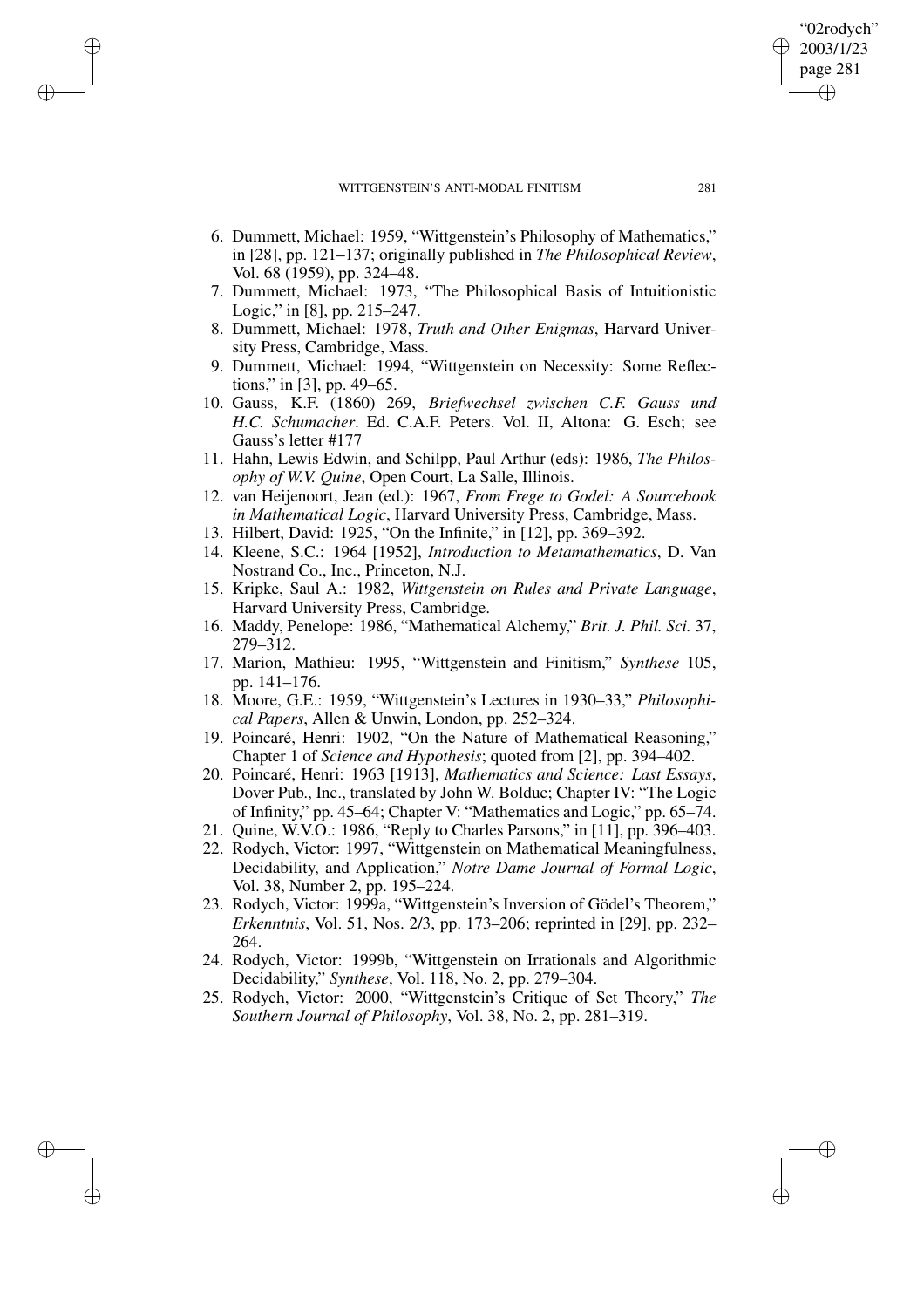6. Dummett, Michael: 1959, "Wittgenstein's Philosophy of Mathematics," in [28], pp. 121–137; originally published in *The Philosophical Review*, Vol. 68 (1959), pp. 324–48.
7. Dummett, Michael: 1973, "The Philosophical Basis of Intuitionistic Logic," in [8], pp. 215–247.
8. Dummett, Michael: 1978, *Truth and Other Enigmas*, Harvard University Press, Cambridge, Mass.
9. Dummett, Michael: 1994, "Wittgenstein on Necessity: Some Reflections," in [3], pp. 49–65.
10. Gauss, K.F. (1860) 269, *Briefwechsel zwischen C.F. Gauss und H.C. Schumacher*. Ed. C.A.F. Peters. Vol. II, Altona: G. Esch; see Gauss's letter #177
11. Hahn, Lewis Edwin, and Schilpp, Paul Arthur (eds): 1986, *The Philosophy of W.V. Quine*, Open Court, La Salle, Illinois.
12. van Heijenoort, Jean (ed.): 1967, *From Frege to Godel: A Sourcebook in Mathematical Logic*, Harvard University Press, Cambridge, Mass.
13. Hilbert, David: 1925, "On the Infinite," in [12], pp. 369–392.
14. Kleene, S.C.: 1964 [1952], *Introduction to Metamathematics*, D. Van Nostrand Co., Inc., Princeton, N.J.
15. Kripke, Saul A.: 1982, *Wittgenstein on Rules and Private Language*, Harvard University Press, Cambridge.
16. Maddy, Penelope: 1986, "Mathematical Alchemy," *Brit. J. Phil. Sci.* 37, 279–312.
17. Marion, Mathieu: 1995, "Wittgenstein and Finitism," *Synthese* 105, pp. 141–176.
18. Moore, G.E.: 1959, "Wittgenstein's Lectures in 1930–33," *Philosophical Papers*, Allen & Unwin, London, pp. 252–324.
19. Poincaré, Henri: 1902, "On the Nature of Mathematical Reasoning," Chapter 1 of *Science and Hypothesis*; quoted from [2], pp. 394–402.
20. Poincaré, Henri: 1963 [1913], *Mathematics and Science: Last Essays*, Dover Pub., Inc., translated by John W. Bolduc; Chapter IV: "The Logic of Infinity," pp. 45–64; Chapter V: "Mathematics and Logic," pp. 65–74.
21. Quine, W.V.O.: 1986, "Reply to Charles Parsons," in [11], pp. 396–403.
22. Rodych, Victor: 1997, "Wittgenstein on Mathematical Meaningfulness, Decidability, and Application," *Notre Dame Journal of Formal Logic*, Vol. 38, Number 2, pp. 195–224.
23. Rodych, Victor: 1999a, "Wittgenstein's Inversion of Gödel's Theorem," *Erkenntnis*, Vol. 51, Nos. 2/3, pp. 173–206; reprinted in [29], pp. 232–264.
24. Rodych, Victor: 1999b, "Wittgenstein on Irrationals and Algorithmic Decidability," *Synthese*, Vol. 118, No. 2, pp. 279–304.
25. Rodych, Victor: 2000, "Wittgenstein's Critique of Set Theory," *The Southern Journal of Philosophy*, Vol. 38, No. 2, pp. 281–319.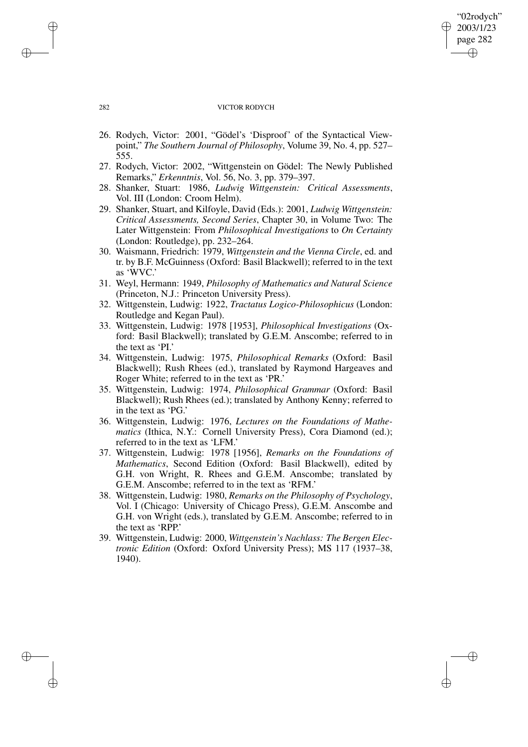26. Rodych, Victor: 2001, "Gödel's 'Disproof' of the Syntactical Viewpoint," *The Southern Journal of Philosophy*, Volume 39, No. 4, pp. 527–555.
27. Rodych, Victor: 2002, "Wittgenstein on Gödel: The Newly Published Remarks," *Erkenntnis*, Vol. 56, No. 3, pp. 379–397.
28. Shanker, Stuart: 1986, *Ludwig Wittgenstein: Critical Assessments*, Vol. III (London: Croom Helm).
29. Shanker, Stuart, and Kilfoyle, David (Eds.): 2001, *Ludwig Wittgenstein: Critical Assessments, Second Series*, Chapter 30, in Volume Two: The Later Wittgenstein: From *Philosophical Investigations* to *On Certainty* (London: Routledge), pp. 232–264.
30. Waismann, Friedrich: 1979, *Wittgenstein and the Vienna Circle*, ed. and tr. by B.F. McGuinness (Oxford: Basil Blackwell); referred to in the text as 'WVC.'
31. Weyl, Hermann: 1949, *Philosophy of Mathematics and Natural Science* (Princeton, N.J.: Princeton University Press).
32. Wittgenstein, Ludwig: 1922, *Tractatus Logico-Philosophicus* (London: Routledge and Kegan Paul).
33. Wittgenstein, Ludwig: 1978 [1953], *Philosophical Investigations* (Oxford: Basil Blackwell); translated by G.E.M. Anscombe; referred to in the text as 'PI.'
34. Wittgenstein, Ludwig: 1975, *Philosophical Remarks* (Oxford: Basil Blackwell); Rush Rhees (ed.), translated by Raymond Hargeaves and Roger White; referred to in the text as 'PR.'
35. Wittgenstein, Ludwig: 1974, *Philosophical Grammar* (Oxford: Basil Blackwell); Rush Rhees (ed.); translated by Anthony Kenny; referred to in the text as 'PG.'
36. Wittgenstein, Ludwig: 1976, *Lectures on the Foundations of Mathematics* (Ithica, N.Y.: Cornell University Press), Cora Diamond (ed.); referred to in the text as 'LFM.'
37. Wittgenstein, Ludwig: 1978 [1956], *Remarks on the Foundations of Mathematics*, Second Edition (Oxford: Basil Blackwell), edited by G.H. von Wright, R. Rhees and G.E.M. Anscombe; translated by G.E.M. Anscombe; referred to in the text as 'RFM.'
38. Wittgenstein, Ludwig: 1980, *Remarks on the Philosophy of Psychology*, Vol. I (Chicago: University of Chicago Press), G.E.M. Anscombe and G.H. von Wright (eds.), translated by G.E.M. Anscombe; referred to in the text as 'RPP.'
39. Wittgenstein, Ludwig: 2000, *Wittgenstein's Nachlass: The Bergen Electronic Edition* (Oxford: Oxford University Press); MS 117 (1937–38, 1940).